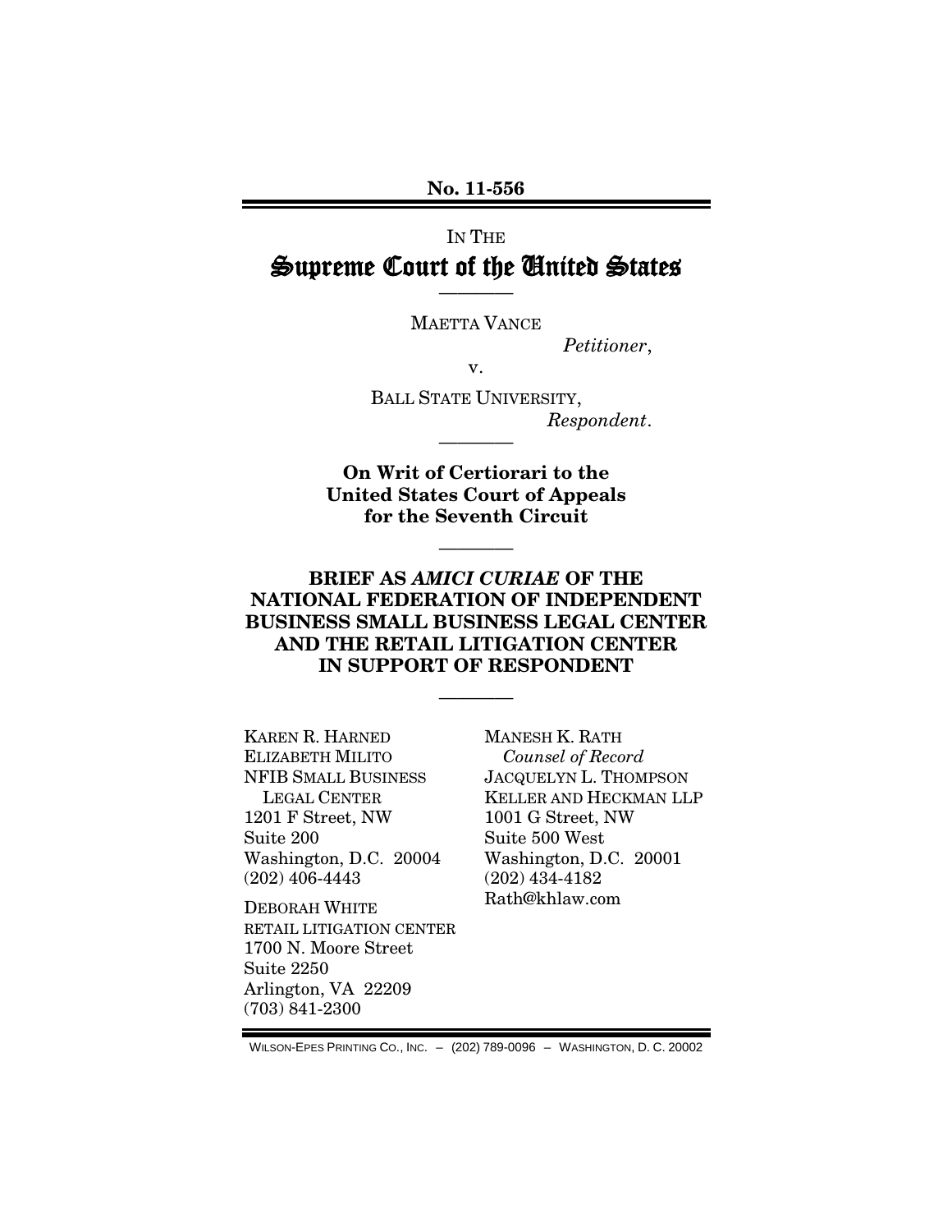No. 11-556

IN THE

# Supreme Court of the United States

————

MAETTA VANCE

*Petitioner*,

v.

BALL STATE UNIVERSITY,

*Respondent*.

————

**On Writ of Certiorari to the United States Court of Appeals for the Seventh Circuit**

————

**BRIEF AS *AMICI CURIAE* OF THE NATIONAL FEDERATION OF INDEPENDENT BUSINESS SMALL BUSINESS LEGAL CENTER AND THE RETAIL LITIGATION CENTER IN SUPPORT OF RESPONDENT**

————

KAREN R. HARNED
ELIZABETH MILITO
NFIB SMALL BUSINESS LEGAL CENTER
1201 F Street, NW
Suite 200
Washington, D.C. 20004
(202) 406-4443

DEBORAH WHITE
RETAIL LITIGATION CENTER
1700 N. Moore Street
Suite 2250
Arlington, VA 22209
(703) 841-2300

MANESH K. RATH
*Counsel of Record*
JACQUELYN L. THOMPSON
KELLER AND HECKMAN LLP
1001 G Street, NW
Suite 500 West
Washington, D.C. 20001
(202) 434-4182
Rath@khlaw.com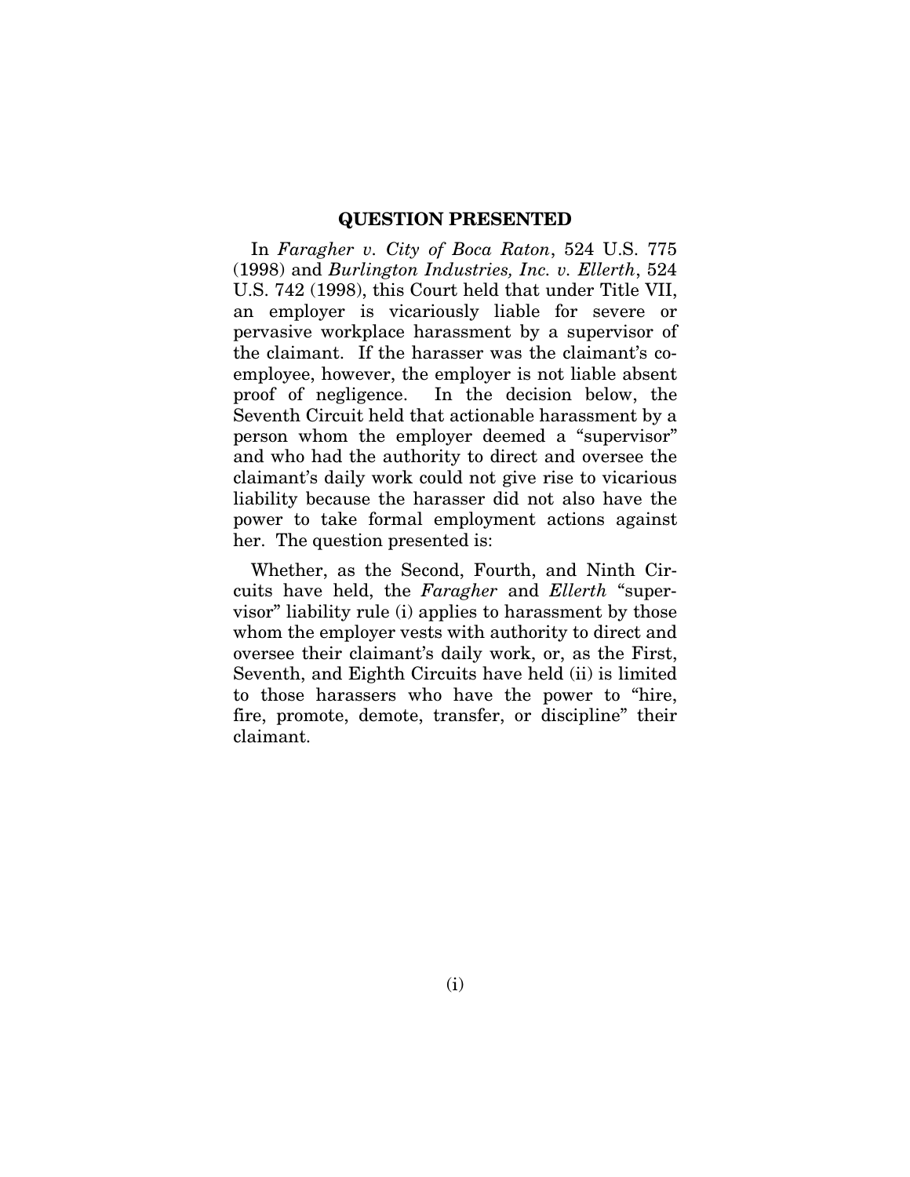## QUESTION PRESENTED

In *Faragher v. City of Boca Raton*, 524 U.S. 775 (1998) and *Burlington Industries, Inc. v. Ellerth*, 524 U.S. 742 (1998), this Court held that under Title VII, an employer is vicariously liable for severe or pervasive workplace harassment by a supervisor of the claimant. If the harasser was the claimant's co-employee, however, the employer is not liable absent proof of negligence. In the decision below, the Seventh Circuit held that actionable harassment by a person whom the employer deemed a "supervisor" and who had the authority to direct and oversee the claimant's daily work could not give rise to vicarious liability because the harasser did not also have the power to take formal employment actions against her. The question presented is:

Whether, as the Second, Fourth, and Ninth Circuits have held, the *Faragher* and *Ellerth* "supervisor" liability rule (i) applies to harassment by those whom the employer vests with authority to direct and oversee their claimant's daily work, or, as the First, Seventh, and Eighth Circuits have held (ii) is limited to those harassers who have the power to "hire, fire, promote, demote, transfer, or discipline" their claimant.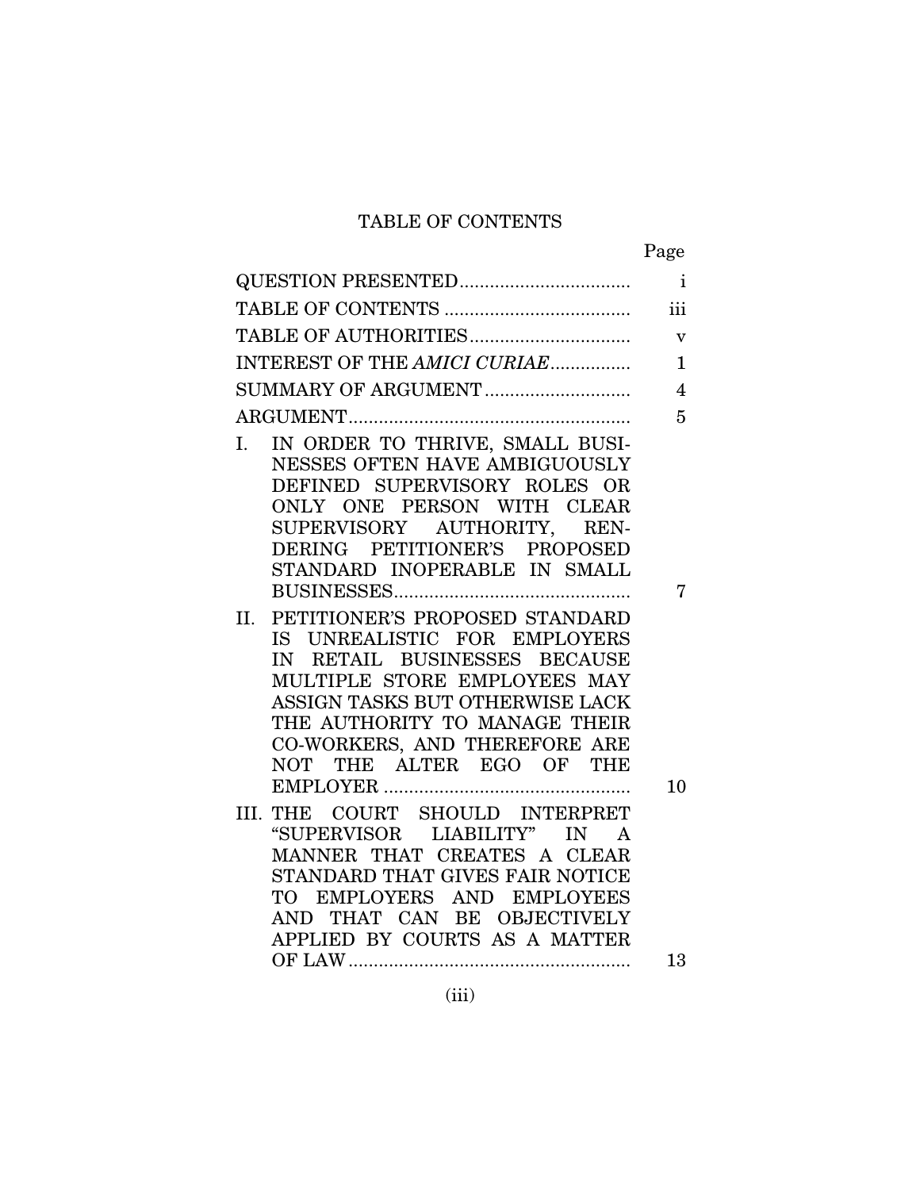# TABLE OF CONTENTS

| | Page |
|---|---|
| QUESTION PRESENTED | i |
| TABLE OF CONTENTS | iii |
| TABLE OF AUTHORITIES | v |
| INTEREST OF THE *AMICI CURIAE* | 1 |
| SUMMARY OF ARGUMENT | 4 |
| ARGUMENT | 5 |
| I. IN ORDER TO THRIVE, SMALL BUSINESSES OFTEN HAVE AMBIGUOUSLY DEFINED SUPERVISORY ROLES OR ONLY ONE PERSON WITH CLEAR SUPERVISORY AUTHORITY, RENDERING PETITIONER'S PROPOSED STANDARD INOPERABLE IN SMALL BUSINESSES | 7 |
| II. PETITIONER'S PROPOSED STANDARD IS UNREALISTIC FOR EMPLOYERS IN RETAIL BUSINESSES BECAUSE MULTIPLE STORE EMPLOYEES MAY ASSIGN TASKS BUT OTHERWISE LACK THE AUTHORITY TO MANAGE THEIR CO-WORKERS, AND THEREFORE ARE NOT THE ALTER EGO OF THE EMPLOYER | 10 |
| III. THE COURT SHOULD INTERPRET "SUPERVISOR LIABILITY" IN A MANNER THAT CREATES A CLEAR STANDARD THAT GIVES FAIR NOTICE TO EMPLOYERS AND EMPLOYEES AND THAT CAN BE OBJECTIVELY APPLIED BY COURTS AS A MATTER OF LAW | 13 |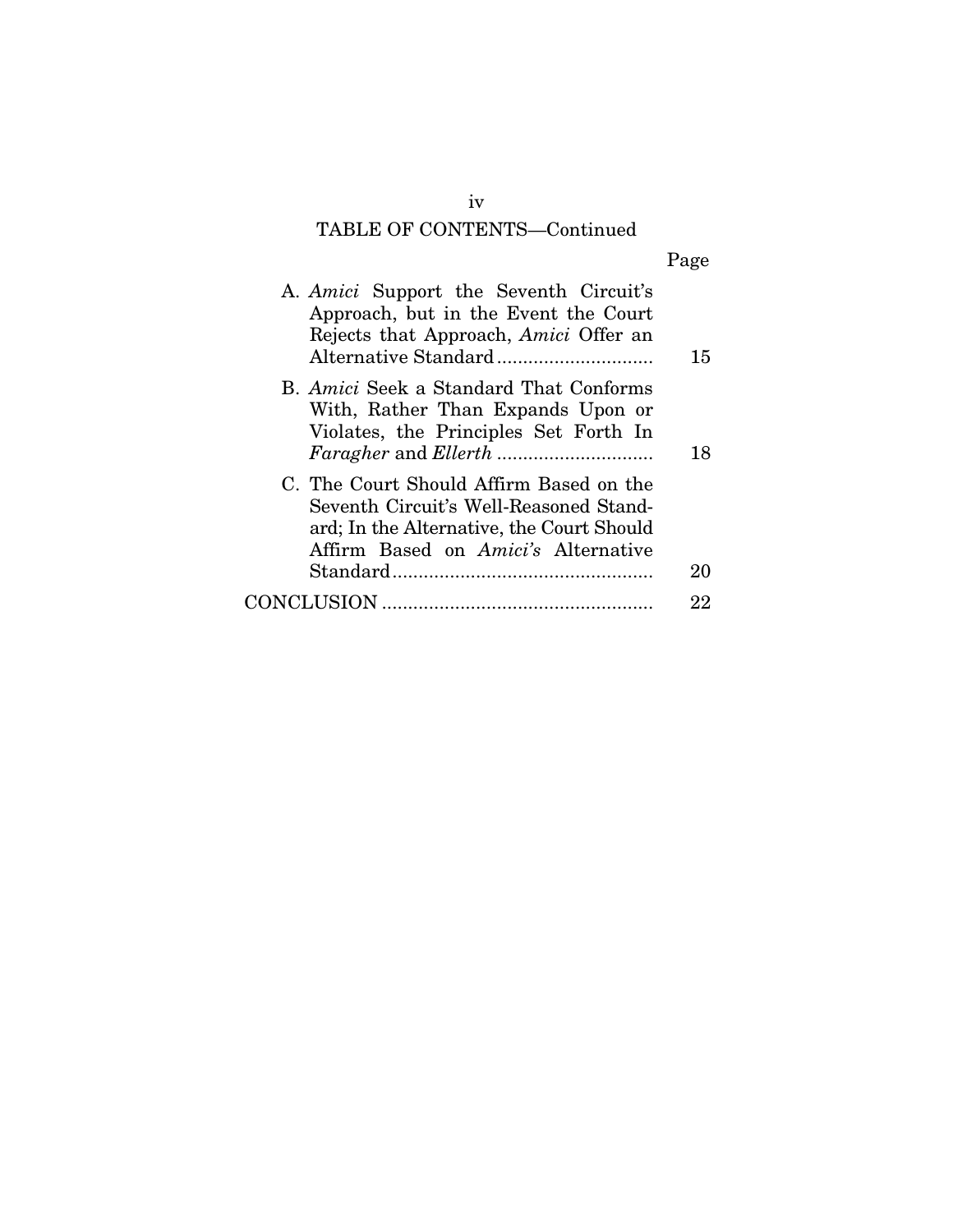TABLE OF CONTENTS—Continued

| | Page |
|---|---|
| A. *Amici* Support the Seventh Circuit's Approach, but in the Event the Court Rejects that Approach, *Amici* Offer an Alternative Standard | 15 |
| B. *Amici* Seek a Standard That Conforms With, Rather Than Expands Upon or Violates, the Principles Set Forth In *Faragher* and *Ellerth* | 18 |
| C. The Court Should Affirm Based on the Seventh Circuit's Well-Reasoned Standard; In the Alternative, the Court Should Affirm Based on *Amici's* Alternative Standard | 20 |
| CONCLUSION | 22 |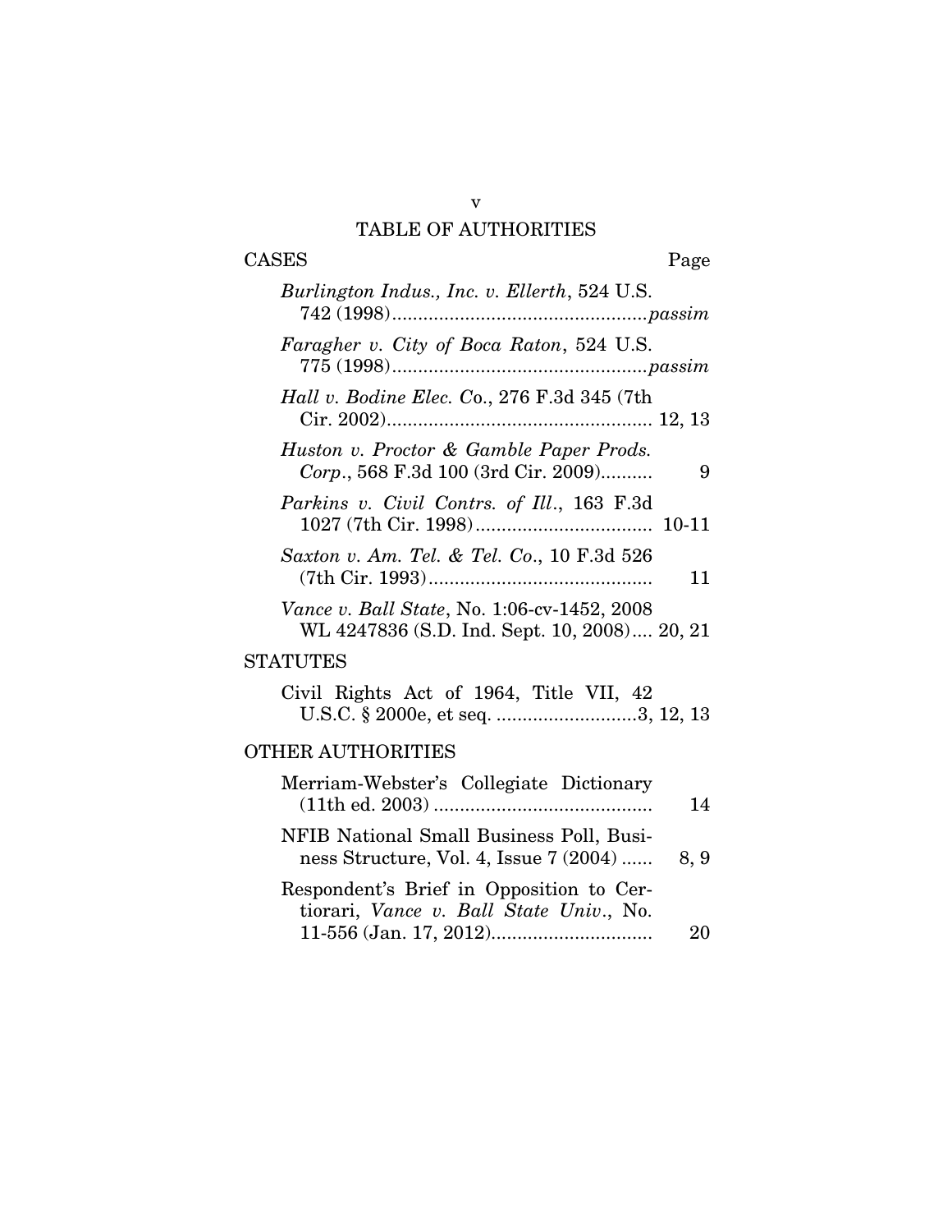# TABLE OF AUTHORITIES

## CASES

Page

*Burlington Indus., Inc. v. Ellerth*, 524 U.S. 742 (1998)................................................*passim*

*Faragher v. City of Boca Raton*, 524 U.S. 775 (1998)................................................*passim*

*Hall v. Bodine Elec. Co*., 276 F.3d 345 (7th Cir. 2002).................................................. 12, 13

*Huston v. Proctor & Gamble Paper Prods. Corp*., 568 F.3d 100 (3rd Cir. 2009).......... 9

*Parkins v. Civil Contrs. of Ill*., 163 F.3d 1027 (7th Cir. 1998).................................. 10-11

*Saxton v. Am. Tel. & Tel. Co*., 10 F.3d 526 (7th Cir. 1993).......................................... 11

*Vance v. Ball State*, No. 1:06-cv-1452, 2008 WL 4247836 (S.D. Ind. Sept. 10, 2008).... 20, 21

## STATUTES

Civil Rights Act of 1964, Title VII, 42 U.S.C. § 2000e, et seq. ...........................3, 12, 13

## OTHER AUTHORITIES

Merriam-Webster's Collegiate Dictionary (11th ed. 2003) .......................................... 14

NFIB National Small Business Poll, Business Structure, Vol. 4, Issue 7 (2004) ...... 8, 9

Respondent's Brief in Opposition to Certiorari, *Vance v. Ball State Univ*., No. 11-556 (Jan. 17, 2012).............................. 20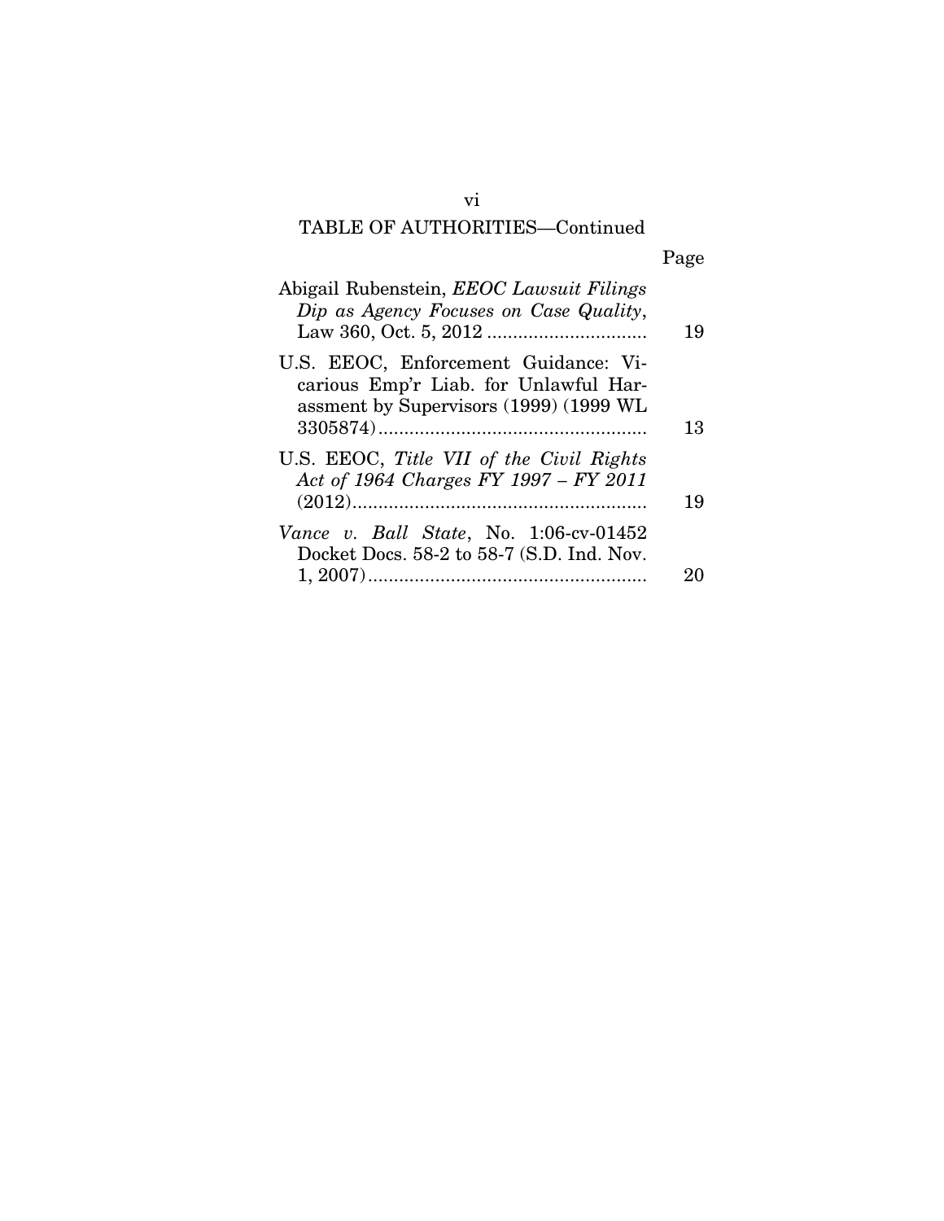## TABLE OF AUTHORITIES—Continued

| | Page |
|---|---|
| Abigail Rubenstein, *EEOC Lawsuit Filings Dip as Agency Focuses on Case Quality*, Law 360, Oct. 5, 2012 | 19 |
| U.S. EEOC, Enforcement Guidance: Vicarious Emp'r Liab. for Unlawful Harassment by Supervisors (1999) (1999 WL 3305874) | 13 |
| U.S. EEOC, *Title VII of the Civil Rights Act of 1964 Charges FY 1997 – FY 2011* (2012) | 19 |
| *Vance v. Ball State*, No. 1:06-cv-01452 Docket Docs. 58-2 to 58-7 (S.D. Ind. Nov. 1, 2007) | 20 |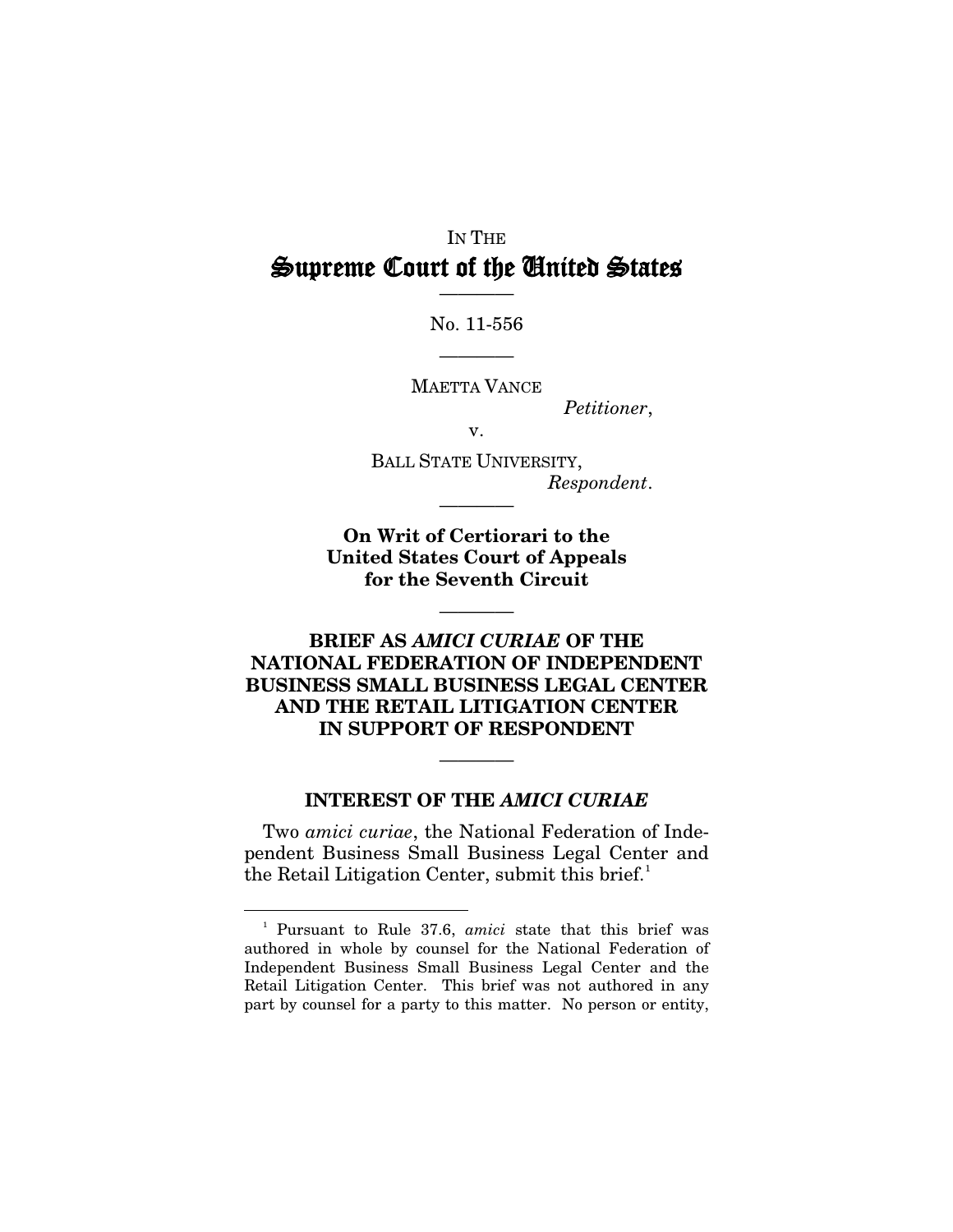IN THE

# Supreme Court of the United States

———

No. 11-556

———

MAETTA VANCE

*Petitioner*,

v.

BALL STATE UNIVERSITY,

*Respondent*.

———

**On Writ of Certiorari to the United States Court of Appeals for the Seventh Circuit**

———

**BRIEF AS *AMICI CURIAE* OF THE NATIONAL FEDERATION OF INDEPENDENT BUSINESS SMALL BUSINESS LEGAL CENTER AND THE RETAIL LITIGATION CENTER IN SUPPORT OF RESPONDENT**

———

## INTEREST OF THE *AMICI CURIAE*

Two *amici curiae*, the National Federation of Independent Business Small Business Legal Center and the Retail Litigation Center, submit this brief.[1]

---

[1] Pursuant to Rule 37.6, *amici* state that this brief was authored in whole by counsel for the National Federation of Independent Business Small Business Legal Center and the Retail Litigation Center. This brief was not authored in any part by counsel for a party to this matter. No person or entity,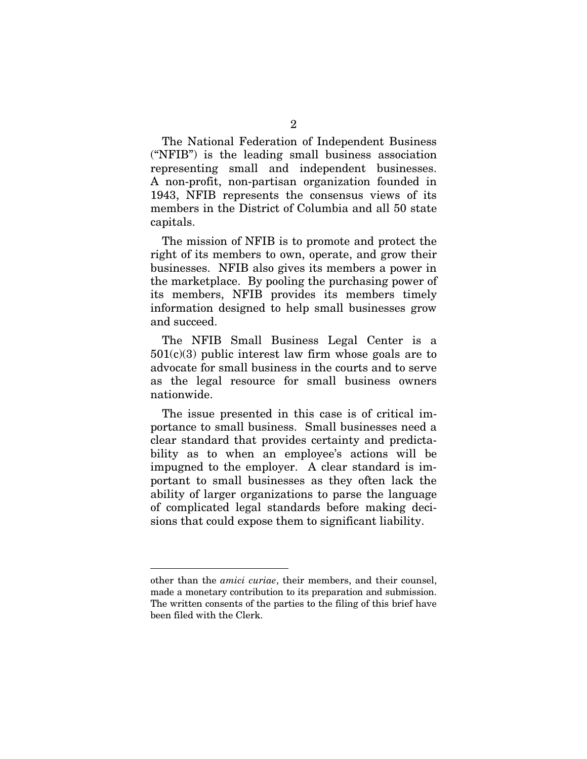The National Federation of Independent Business ("NFIB") is the leading small business association representing small and independent businesses. A non-profit, non-partisan organization founded in 1943, NFIB represents the consensus views of its members in the District of Columbia and all 50 state capitals.

The mission of NFIB is to promote and protect the right of its members to own, operate, and grow their businesses. NFIB also gives its members a power in the marketplace. By pooling the purchasing power of its members, NFIB provides its members timely information designed to help small businesses grow and succeed.

The NFIB Small Business Legal Center is a 501(c)(3) public interest law firm whose goals are to advocate for small business in the courts and to serve as the legal resource for small business owners nationwide.

The issue presented in this case is of critical importance to small business. Small businesses need a clear standard that provides certainty and predictability as to when an employee's actions will be impugned to the employer. A clear standard is important to small businesses as they often lack the ability of larger organizations to parse the language of complicated legal standards before making decisions that could expose them to significant liability.

---

other than the *amici curiae*, their members, and their counsel, made a monetary contribution to its preparation and submission. The written consents of the parties to the filing of this brief have been filed with the Clerk.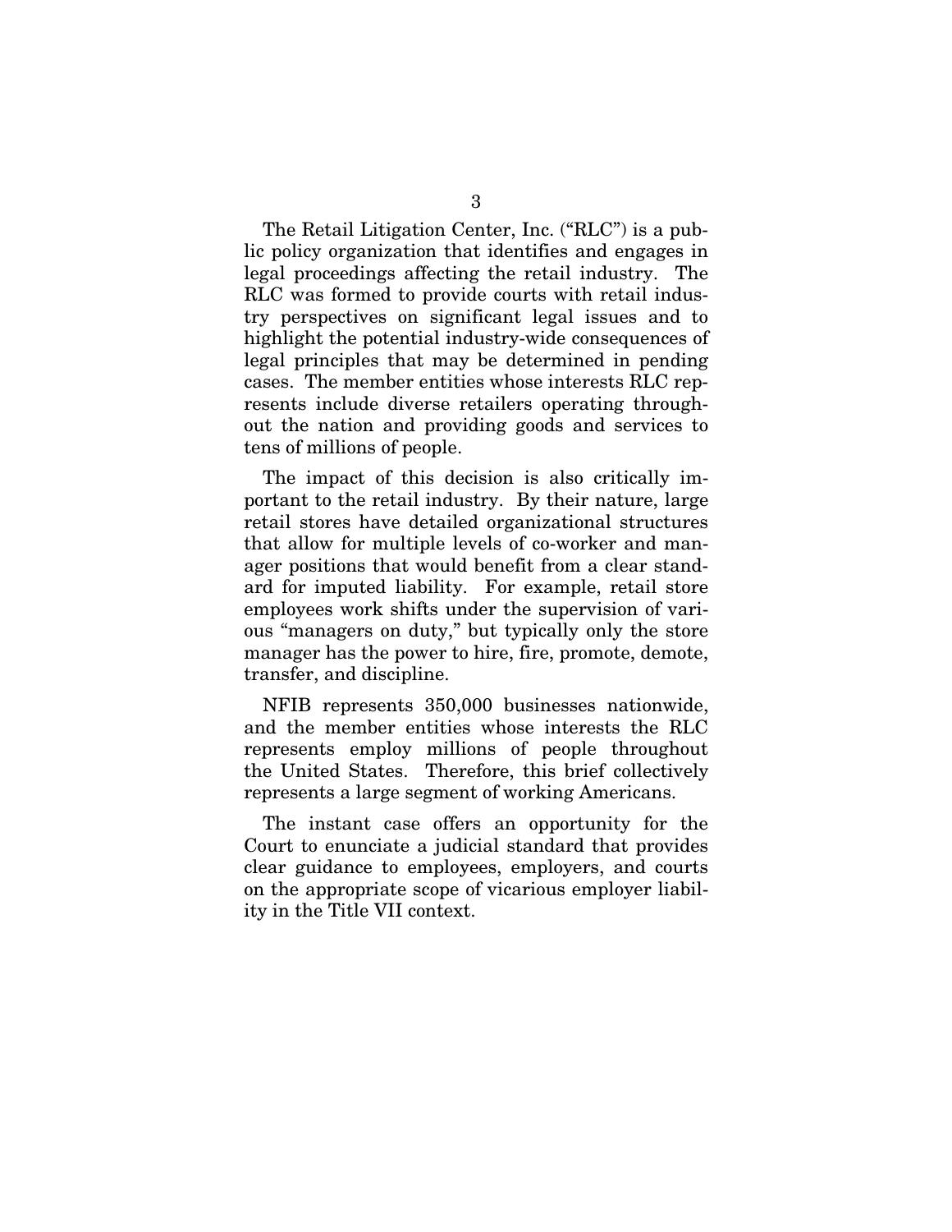The Retail Litigation Center, Inc. ("RLC") is a public policy organization that identifies and engages in legal proceedings affecting the retail industry. The RLC was formed to provide courts with retail industry perspectives on significant legal issues and to highlight the potential industry-wide consequences of legal principles that may be determined in pending cases. The member entities whose interests RLC represents include diverse retailers operating throughout the nation and providing goods and services to tens of millions of people.

The impact of this decision is also critically important to the retail industry. By their nature, large retail stores have detailed organizational structures that allow for multiple levels of co-worker and manager positions that would benefit from a clear standard for imputed liability. For example, retail store employees work shifts under the supervision of various "managers on duty," but typically only the store manager has the power to hire, fire, promote, demote, transfer, and discipline.

NFIB represents 350,000 businesses nationwide, and the member entities whose interests the RLC represents employ millions of people throughout the United States. Therefore, this brief collectively represents a large segment of working Americans.

The instant case offers an opportunity for the Court to enunciate a judicial standard that provides clear guidance to employees, employers, and courts on the appropriate scope of vicarious employer liability in the Title VII context.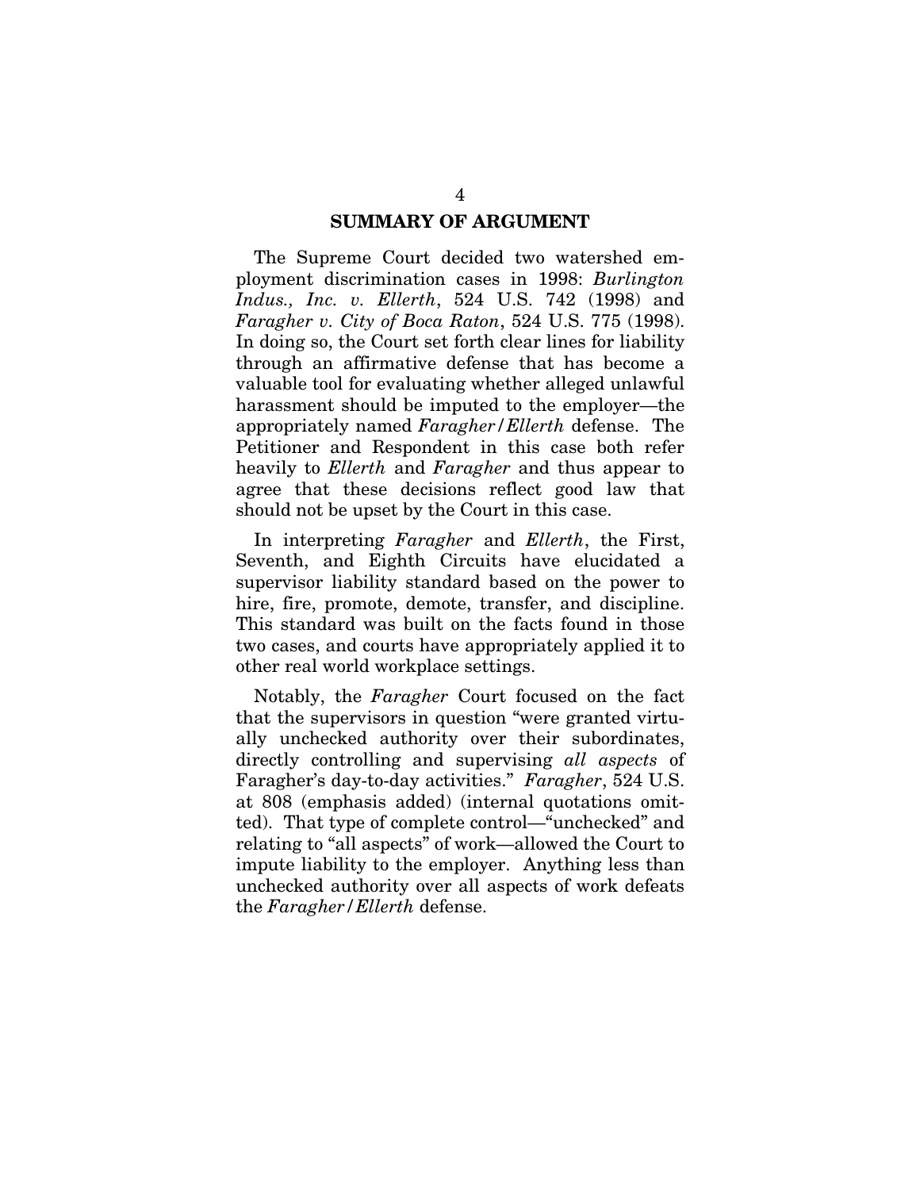## SUMMARY OF ARGUMENT

The Supreme Court decided two watershed employment discrimination cases in 1998: *Burlington Indus., Inc. v. Ellerth*, 524 U.S. 742 (1998) and *Faragher v. City of Boca Raton*, 524 U.S. 775 (1998). In doing so, the Court set forth clear lines for liability through an affirmative defense that has become a valuable tool for evaluating whether alleged unlawful harassment should be imputed to the employer—the appropriately named *Faragher/Ellerth* defense. The Petitioner and Respondent in this case both refer heavily to *Ellerth* and *Faragher* and thus appear to agree that these decisions reflect good law that should not be upset by the Court in this case.

In interpreting *Faragher* and *Ellerth*, the First, Seventh, and Eighth Circuits have elucidated a supervisor liability standard based on the power to hire, fire, promote, demote, transfer, and discipline. This standard was built on the facts found in those two cases, and courts have appropriately applied it to other real world workplace settings.

Notably, the *Faragher* Court focused on the fact that the supervisors in question "were granted virtually unchecked authority over their subordinates, directly controlling and supervising *all aspects* of Faragher's day-to-day activities." *Faragher*, 524 U.S. at 808 (emphasis added) (internal quotations omitted). That type of complete control—"unchecked" and relating to "all aspects" of work—allowed the Court to impute liability to the employer. Anything less than unchecked authority over all aspects of work defeats the *Faragher/Ellerth* defense.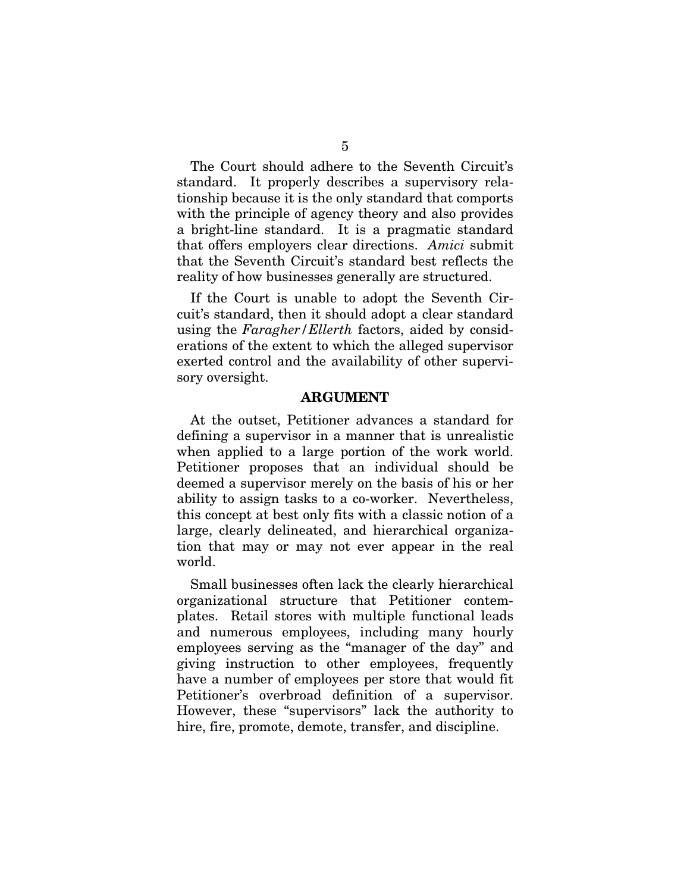The Court should adhere to the Seventh Circuit's standard. It properly describes a supervisory relationship because it is the only standard that comports with the principle of agency theory and also provides a bright-line standard. It is a pragmatic standard that offers employers clear directions. *Amici* submit that the Seventh Circuit's standard best reflects the reality of how businesses generally are structured.

If the Court is unable to adopt the Seventh Circuit's standard, then it should adopt a clear standard using the *Faragher*/*Ellerth* factors, aided by considerations of the extent to which the alleged supervisor exerted control and the availability of other supervisory oversight.

## ARGUMENT

At the outset, Petitioner advances a standard for defining a supervisor in a manner that is unrealistic when applied to a large portion of the work world. Petitioner proposes that an individual should be deemed a supervisor merely on the basis of his or her ability to assign tasks to a co-worker. Nevertheless, this concept at best only fits with a classic notion of a large, clearly delineated, and hierarchical organization that may or may not ever appear in the real world.

Small businesses often lack the clearly hierarchical organizational structure that Petitioner contemplates. Retail stores with multiple functional leads and numerous employees, including many hourly employees serving as the "manager of the day" and giving instruction to other employees, frequently have a number of employees per store that would fit Petitioner's overbroad definition of a supervisor. However, these "supervisors" lack the authority to hire, fire, promote, demote, transfer, and discipline.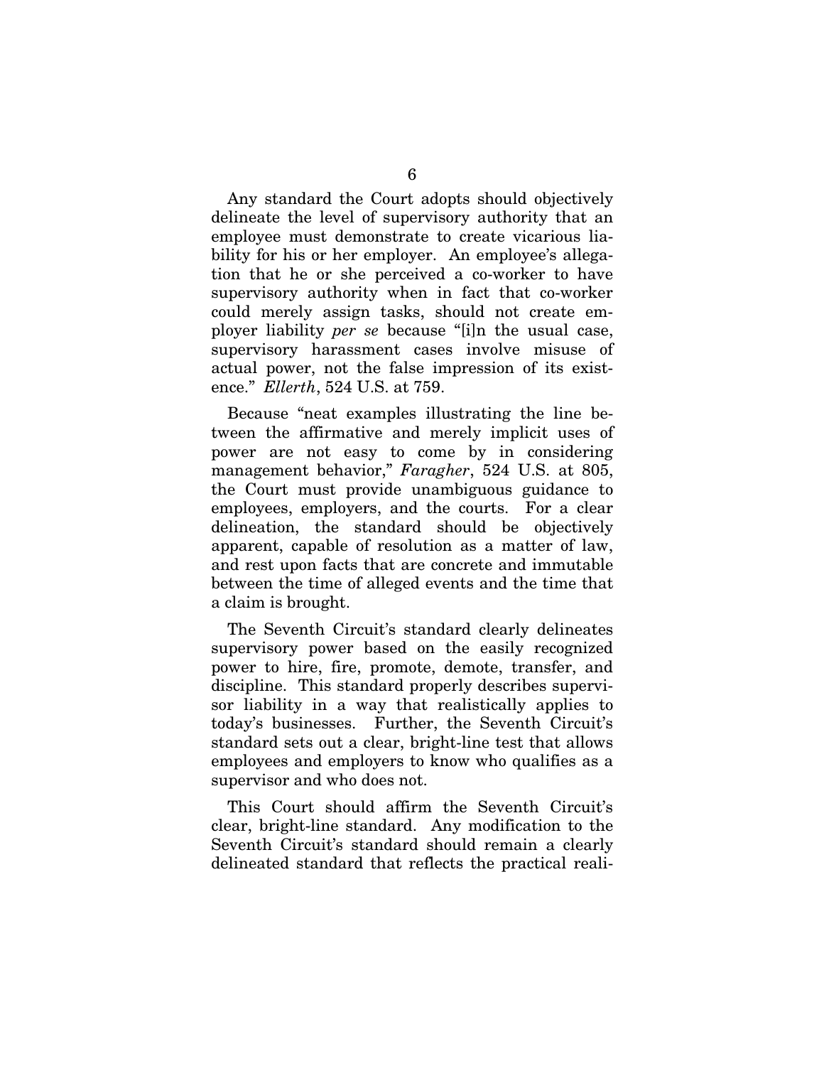Any standard the Court adopts should objectively delineate the level of supervisory authority that an employee must demonstrate to create vicarious liability for his or her employer. An employee's allegation that he or she perceived a co-worker to have supervisory authority when in fact that co-worker could merely assign tasks, should not create employer liability *per se* because "[i]n the usual case, supervisory harassment cases involve misuse of actual power, not the false impression of its existence." *Ellerth*, 524 U.S. at 759.

Because "neat examples illustrating the line between the affirmative and merely implicit uses of power are not easy to come by in considering management behavior," *Faragher*, 524 U.S. at 805, the Court must provide unambiguous guidance to employees, employers, and the courts. For a clear delineation, the standard should be objectively apparent, capable of resolution as a matter of law, and rest upon facts that are concrete and immutable between the time of alleged events and the time that a claim is brought.

The Seventh Circuit's standard clearly delineates supervisory power based on the easily recognized power to hire, fire, promote, demote, transfer, and discipline. This standard properly describes supervisor liability in a way that realistically applies to today's businesses. Further, the Seventh Circuit's standard sets out a clear, bright-line test that allows employees and employers to know who qualifies as a supervisor and who does not.

This Court should affirm the Seventh Circuit's clear, bright-line standard. Any modification to the Seventh Circuit's standard should remain a clearly delineated standard that reflects the practical reali-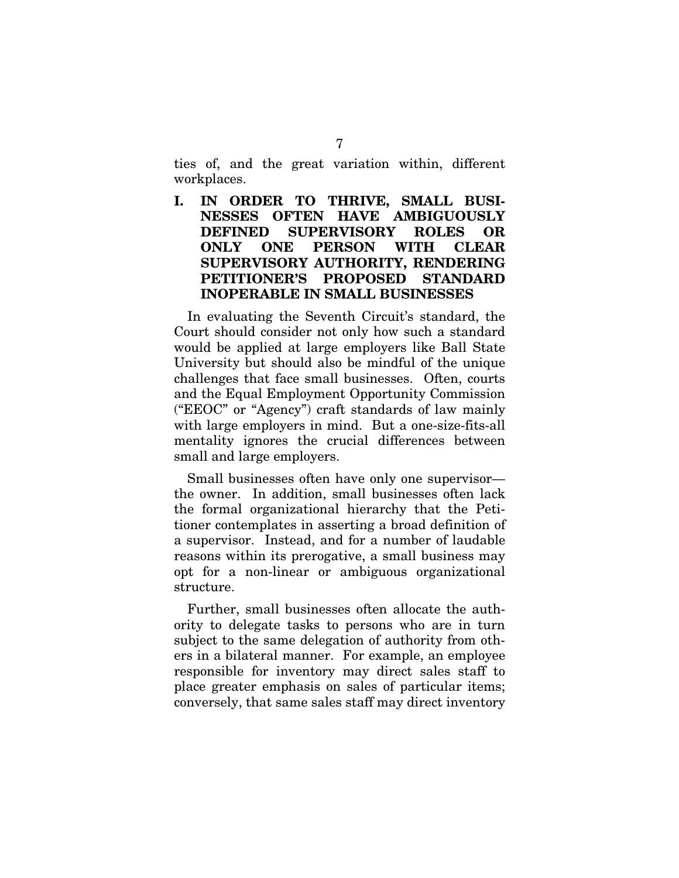ties of, and the great variation within, different workplaces.

## I. IN ORDER TO THRIVE, SMALL BUSINESSES OFTEN HAVE AMBIGUOUSLY DEFINED SUPERVISORY ROLES OR ONLY ONE PERSON WITH CLEAR SUPERVISORY AUTHORITY, RENDERING PETITIONER'S PROPOSED STANDARD INOPERABLE IN SMALL BUSINESSES

In evaluating the Seventh Circuit's standard, the Court should consider not only how such a standard would be applied at large employers like Ball State University but should also be mindful of the unique challenges that face small businesses. Often, courts and the Equal Employment Opportunity Commission ("EEOC" or "Agency") craft standards of law mainly with large employers in mind. But a one-size-fits-all mentality ignores the crucial differences between small and large employers.

Small businesses often have only one supervisor—the owner. In addition, small businesses often lack the formal organizational hierarchy that the Petitioner contemplates in asserting a broad definition of a supervisor. Instead, and for a number of laudable reasons within its prerogative, a small business may opt for a non-linear or ambiguous organizational structure.

Further, small businesses often allocate the authority to delegate tasks to persons who are in turn subject to the same delegation of authority from others in a bilateral manner. For example, an employee responsible for inventory may direct sales staff to place greater emphasis on sales of particular items; conversely, that same sales staff may direct inventory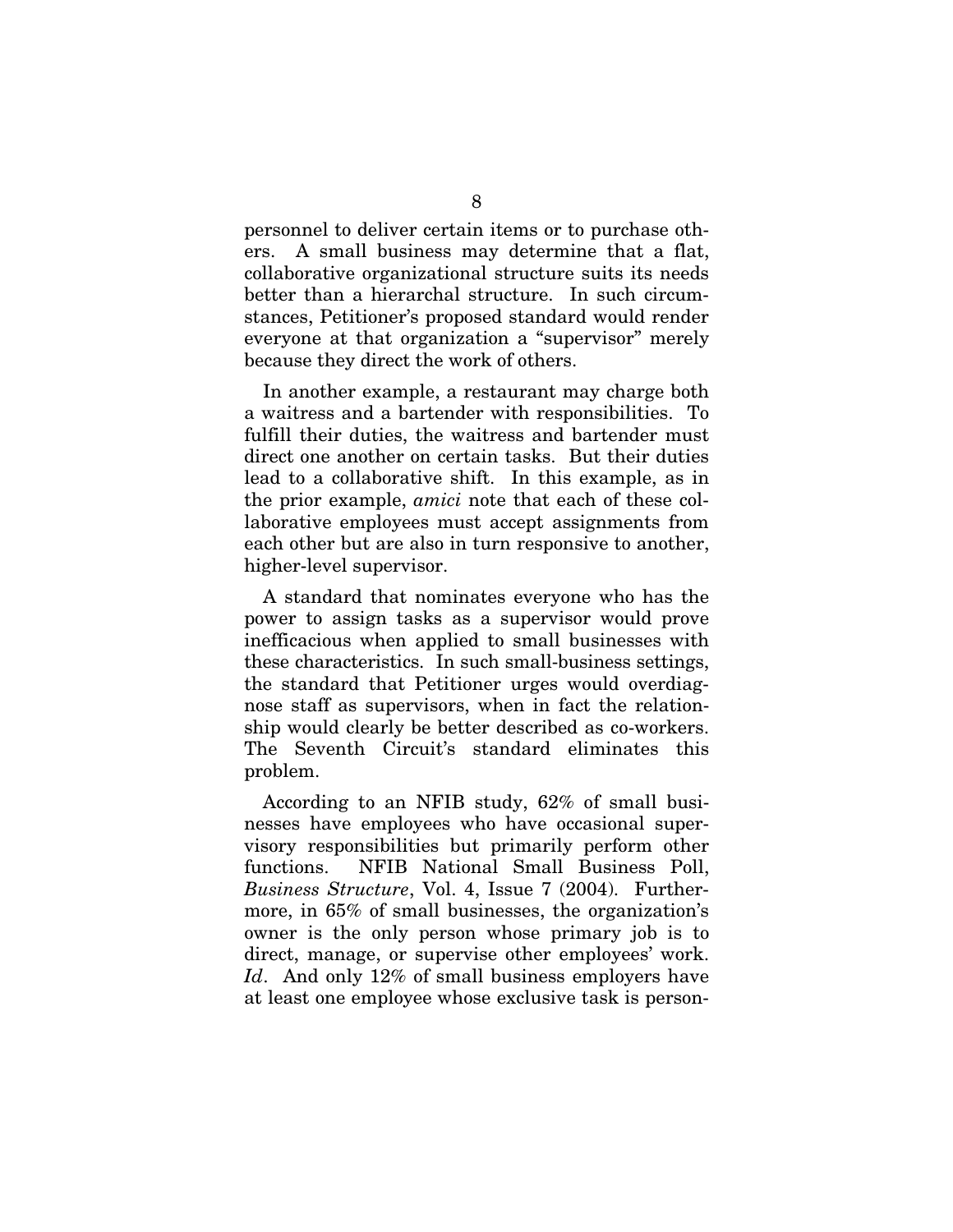personnel to deliver certain items or to purchase others. A small business may determine that a flat, collaborative organizational structure suits its needs better than a hierarchal structure. In such circumstances, Petitioner's proposed standard would render everyone at that organization a "supervisor" merely because they direct the work of others.

In another example, a restaurant may charge both a waitress and a bartender with responsibilities. To fulfill their duties, the waitress and bartender must direct one another on certain tasks. But their duties lead to a collaborative shift. In this example, as in the prior example, *amici* note that each of these collaborative employees must accept assignments from each other but are also in turn responsive to another, higher-level supervisor.

A standard that nominates everyone who has the power to assign tasks as a supervisor would prove inefficacious when applied to small businesses with these characteristics. In such small-business settings, the standard that Petitioner urges would overdiagnose staff as supervisors, when in fact the relationship would clearly be better described as co-workers. The Seventh Circuit's standard eliminates this problem.

According to an NFIB study, 62% of small businesses have employees who have occasional supervisory responsibilities but primarily perform other functions. NFIB National Small Business Poll, *Business Structure*, Vol. 4, Issue 7 (2004). Furthermore, in 65% of small businesses, the organization's owner is the only person whose primary job is to direct, manage, or supervise other employees' work. *Id*. And only 12% of small business employers have at least one employee whose exclusive task is person-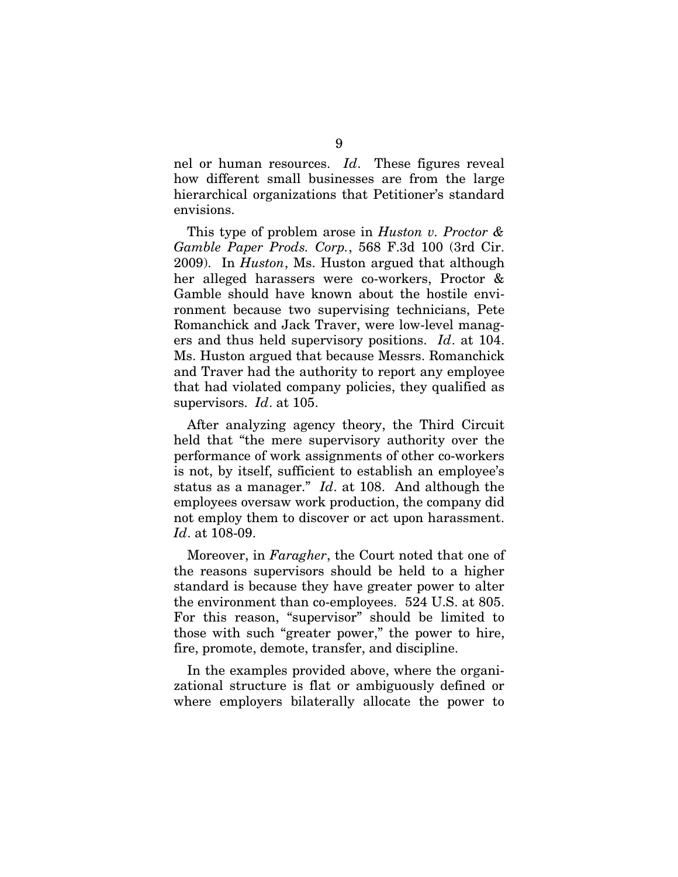nel or human resources. *Id*. These figures reveal how different small businesses are from the large hierarchical organizations that Petitioner's standard envisions.

This type of problem arose in *Huston v. Proctor & Gamble Paper Prods. Corp.*, 568 F.3d 100 (3rd Cir. 2009). In *Huston*, Ms. Huston argued that although her alleged harassers were co-workers, Proctor & Gamble should have known about the hostile environment because two supervising technicians, Pete Romanchick and Jack Traver, were low-level managers and thus held supervisory positions. *Id*. at 104. Ms. Huston argued that because Messrs. Romanchick and Traver had the authority to report any employee that had violated company policies, they qualified as supervisors. *Id*. at 105.

After analyzing agency theory, the Third Circuit held that "the mere supervisory authority over the performance of work assignments of other co-workers is not, by itself, sufficient to establish an employee's status as a manager." *Id*. at 108. And although the employees oversaw work production, the company did not employ them to discover or act upon harassment. *Id*. at 108-09.

Moreover, in *Faragher*, the Court noted that one of the reasons supervisors should be held to a higher standard is because they have greater power to alter the environment than co-employees. 524 U.S. at 805. For this reason, "supervisor" should be limited to those with such "greater power," the power to hire, fire, promote, demote, transfer, and discipline.

In the examples provided above, where the organizational structure is flat or ambiguously defined or where employers bilaterally allocate the power to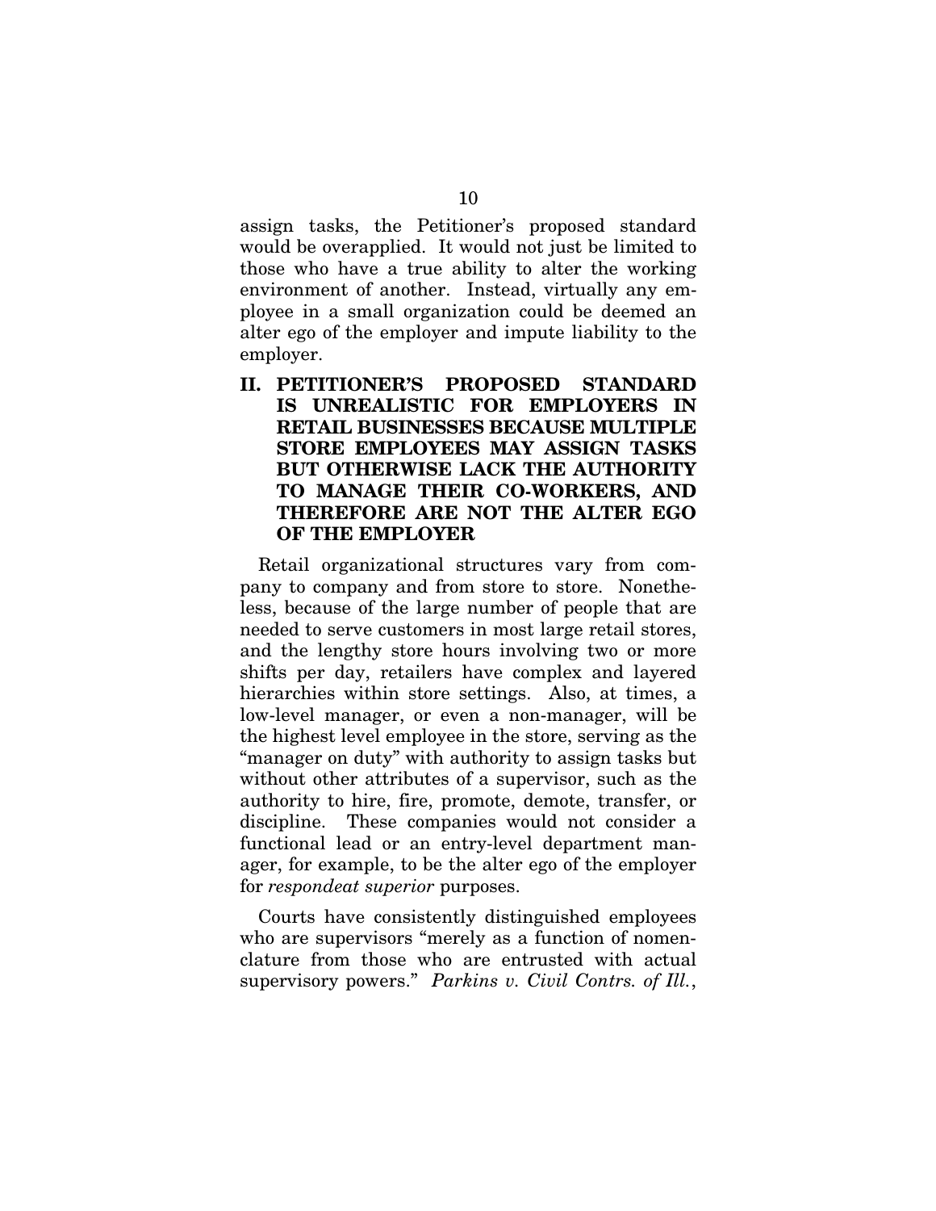assign tasks, the Petitioner's proposed standard would be overapplied. It would not just be limited to those who have a true ability to alter the working environment of another. Instead, virtually any employee in a small organization could be deemed an alter ego of the employer and impute liability to the employer.

## II. PETITIONER'S PROPOSED STANDARD IS UNREALISTIC FOR EMPLOYERS IN RETAIL BUSINESSES BECAUSE MULTIPLE STORE EMPLOYEES MAY ASSIGN TASKS BUT OTHERWISE LACK THE AUTHORITY TO MANAGE THEIR CO-WORKERS, AND THEREFORE ARE NOT THE ALTER EGO OF THE EMPLOYER

Retail organizational structures vary from company to company and from store to store. Nonetheless, because of the large number of people that are needed to serve customers in most large retail stores, and the lengthy store hours involving two or more shifts per day, retailers have complex and layered hierarchies within store settings. Also, at times, a low-level manager, or even a non-manager, will be the highest level employee in the store, serving as the "manager on duty" with authority to assign tasks but without other attributes of a supervisor, such as the authority to hire, fire, promote, demote, transfer, or discipline. These companies would not consider a functional lead or an entry-level department manager, for example, to be the alter ego of the employer for *respondeat superior* purposes.

Courts have consistently distinguished employees who are supervisors "merely as a function of nomenclature from those who are entrusted with actual supervisory powers." *Parkins v. Civil Contrs. of Ill.*,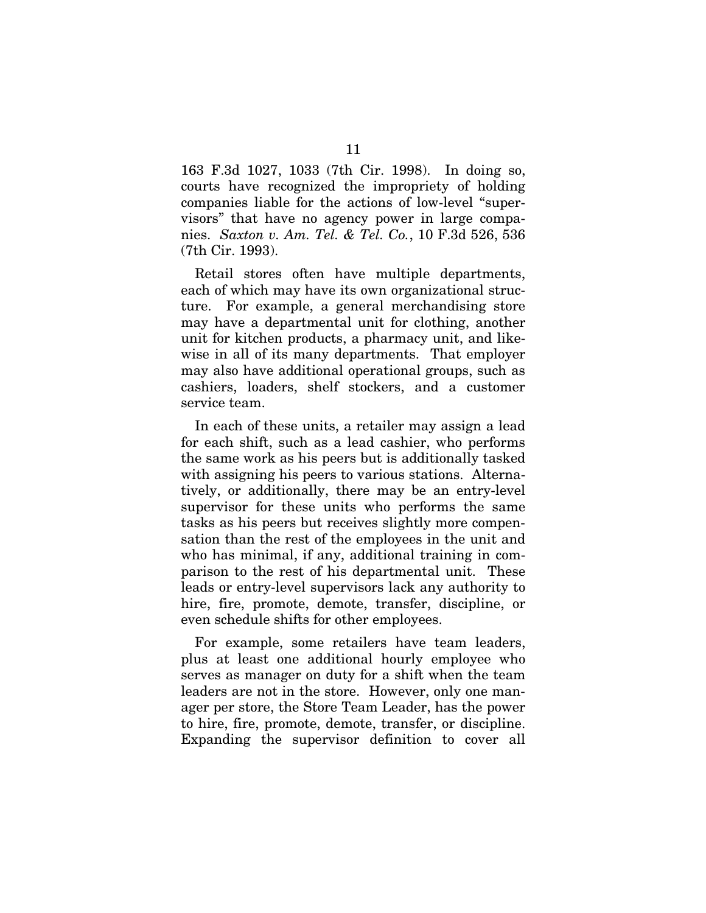163 F.3d 1027, 1033 (7th Cir. 1998). In doing so, courts have recognized the impropriety of holding companies liable for the actions of low-level "supervisors" that have no agency power in large companies. *Saxton v. Am. Tel. & Tel. Co.*, 10 F.3d 526, 536 (7th Cir. 1993).

Retail stores often have multiple departments, each of which may have its own organizational structure. For example, a general merchandising store may have a departmental unit for clothing, another unit for kitchen products, a pharmacy unit, and likewise in all of its many departments. That employer may also have additional operational groups, such as cashiers, loaders, shelf stockers, and a customer service team.

In each of these units, a retailer may assign a lead for each shift, such as a lead cashier, who performs the same work as his peers but is additionally tasked with assigning his peers to various stations. Alternatively, or additionally, there may be an entry-level supervisor for these units who performs the same tasks as his peers but receives slightly more compensation than the rest of the employees in the unit and who has minimal, if any, additional training in comparison to the rest of his departmental unit. These leads or entry-level supervisors lack any authority to hire, fire, promote, demote, transfer, discipline, or even schedule shifts for other employees.

For example, some retailers have team leaders, plus at least one additional hourly employee who serves as manager on duty for a shift when the team leaders are not in the store. However, only one manager per store, the Store Team Leader, has the power to hire, fire, promote, demote, transfer, or discipline. Expanding the supervisor definition to cover all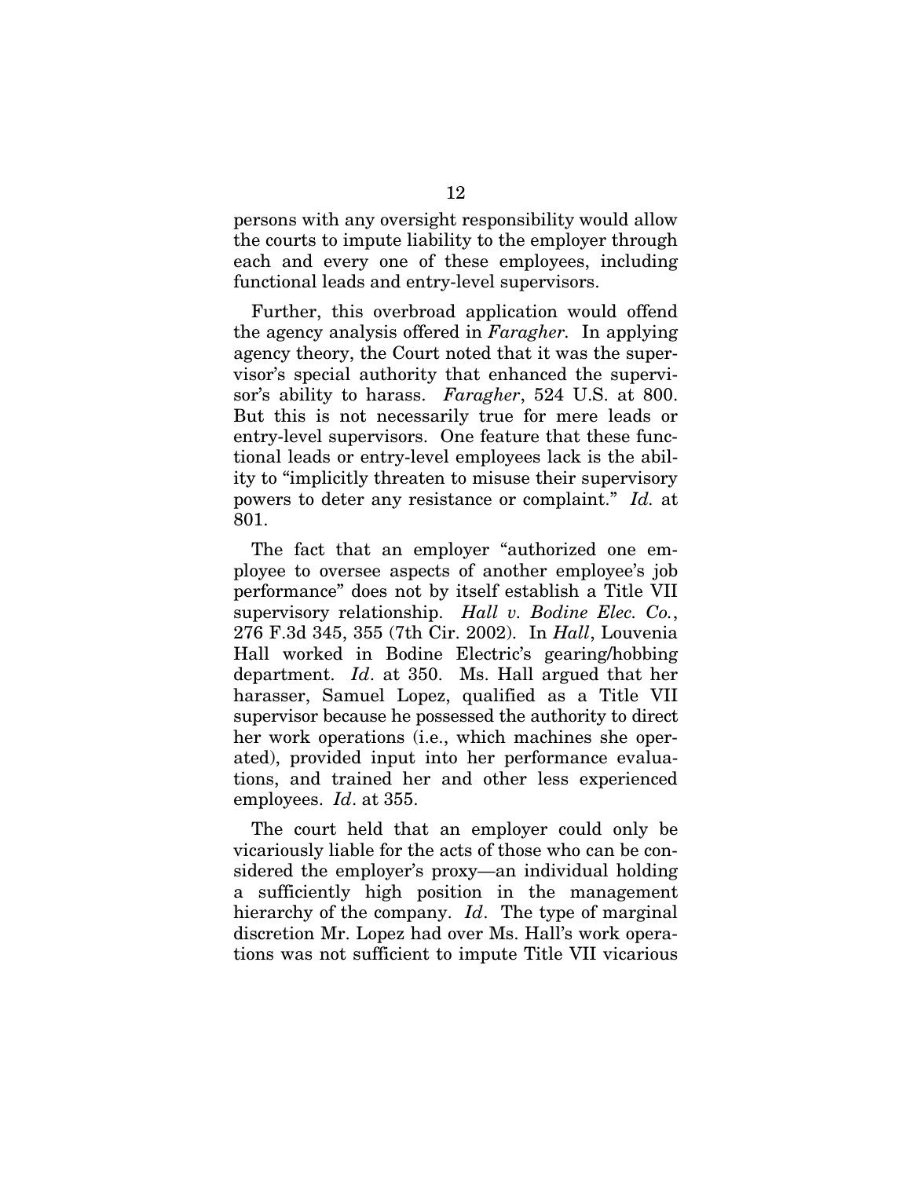persons with any oversight responsibility would allow the courts to impute liability to the employer through each and every one of these employees, including functional leads and entry-level supervisors.

Further, this overbroad application would offend the agency analysis offered in *Faragher.* In applying agency theory, the Court noted that it was the supervisor's special authority that enhanced the supervisor's ability to harass. *Faragher*, 524 U.S. at 800. But this is not necessarily true for mere leads or entry-level supervisors. One feature that these functional leads or entry-level employees lack is the ability to "implicitly threaten to misuse their supervisory powers to deter any resistance or complaint." *Id.* at 801.

The fact that an employer "authorized one employee to oversee aspects of another employee's job performance" does not by itself establish a Title VII supervisory relationship. *Hall v. Bodine Elec. Co.*, 276 F.3d 345, 355 (7th Cir. 2002). In *Hall*, Louvenia Hall worked in Bodine Electric's gearing/hobbing department. *Id*. at 350. Ms. Hall argued that her harasser, Samuel Lopez, qualified as a Title VII supervisor because he possessed the authority to direct her work operations (i.e., which machines she operated), provided input into her performance evaluations, and trained her and other less experienced employees. *Id*. at 355.

The court held that an employer could only be vicariously liable for the acts of those who can be considered the employer's proxy—an individual holding a sufficiently high position in the management hierarchy of the company. *Id*. The type of marginal discretion Mr. Lopez had over Ms. Hall's work operations was not sufficient to impute Title VII vicarious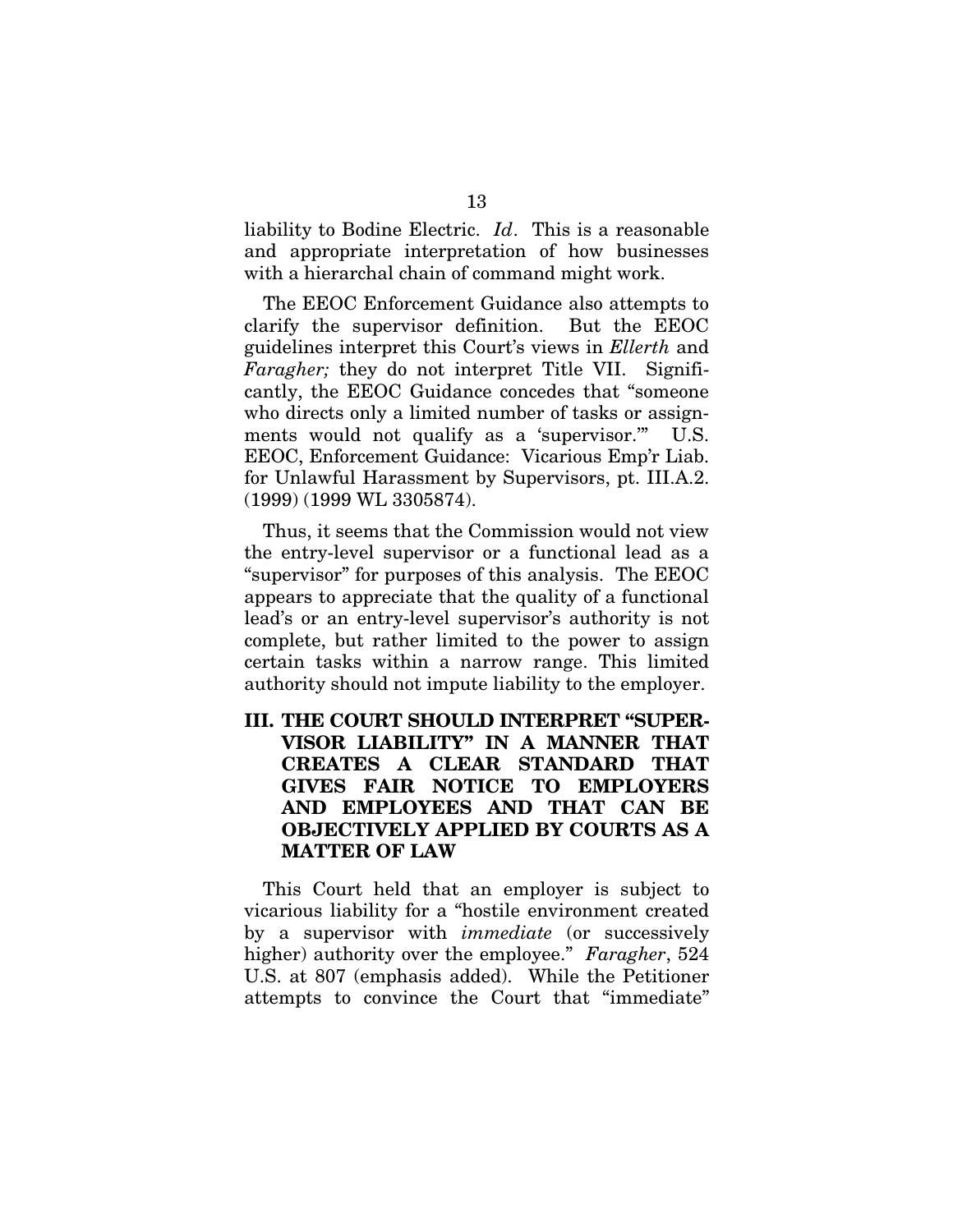liability to Bodine Electric. *Id*. This is a reasonable and appropriate interpretation of how businesses with a hierarchal chain of command might work.

The EEOC Enforcement Guidance also attempts to clarify the supervisor definition. But the EEOC guidelines interpret this Court's views in *Ellerth* and *Faragher;* they do not interpret Title VII. Significantly, the EEOC Guidance concedes that "someone who directs only a limited number of tasks or assignments would not qualify as a 'supervisor.'" U.S. EEOC, Enforcement Guidance: Vicarious Emp'r Liab. for Unlawful Harassment by Supervisors, pt. III.A.2. (1999) (1999 WL 3305874).

Thus, it seems that the Commission would not view the entry-level supervisor or a functional lead as a "supervisor" for purposes of this analysis. The EEOC appears to appreciate that the quality of a functional lead's or an entry-level supervisor's authority is not complete, but rather limited to the power to assign certain tasks within a narrow range. This limited authority should not impute liability to the employer.

## III. THE COURT SHOULD INTERPRET "SUPERVISOR LIABILITY" IN A MANNER THAT CREATES A CLEAR STANDARD THAT GIVES FAIR NOTICE TO EMPLOYERS AND EMPLOYEES AND THAT CAN BE OBJECTIVELY APPLIED BY COURTS AS A MATTER OF LAW

This Court held that an employer is subject to vicarious liability for a "hostile environment created by a supervisor with *immediate* (or successively higher) authority over the employee." *Faragher*, 524 U.S. at 807 (emphasis added). While the Petitioner attempts to convince the Court that "immediate"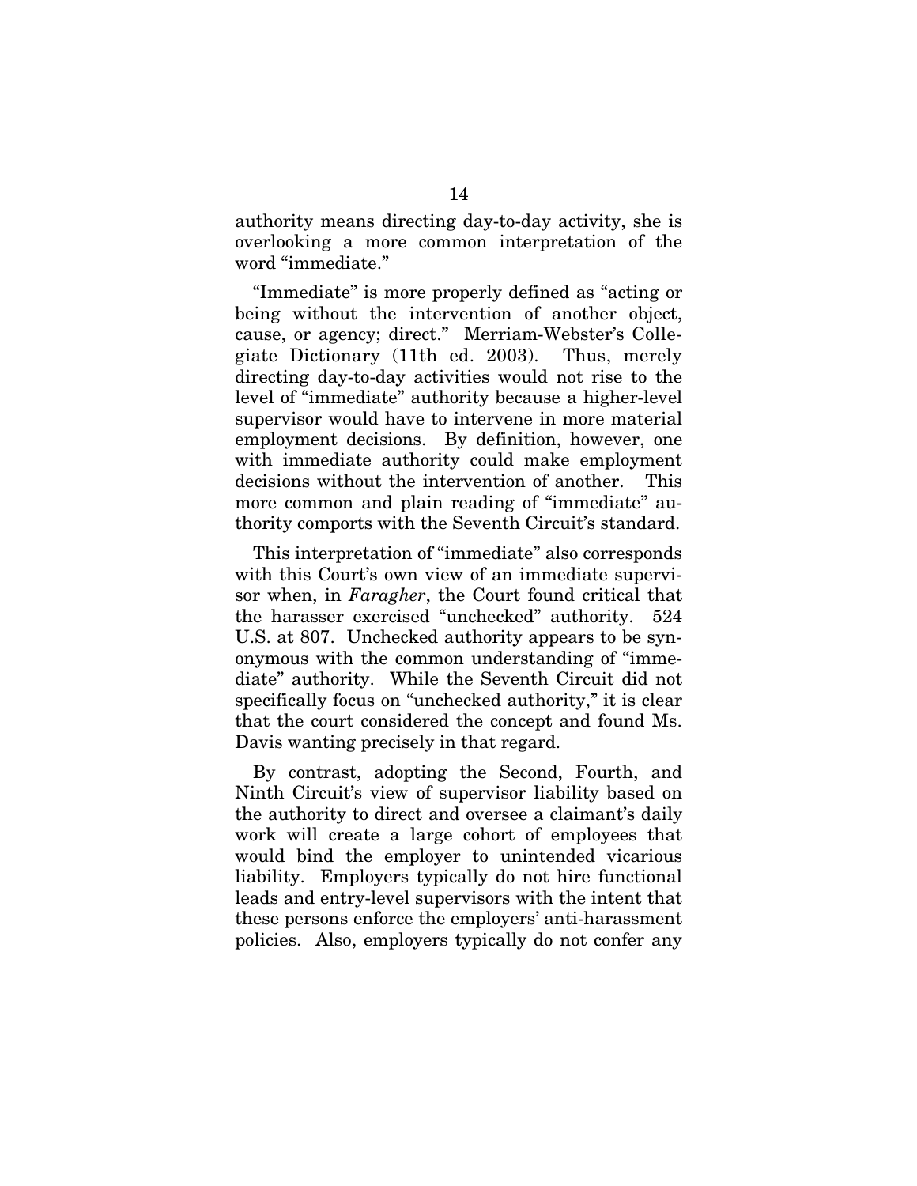authority means directing day-to-day activity, she is overlooking a more common interpretation of the word "immediate."

"Immediate" is more properly defined as "acting or being without the intervention of another object, cause, or agency; direct." Merriam-Webster's Collegiate Dictionary (11th ed. 2003). Thus, merely directing day-to-day activities would not rise to the level of "immediate" authority because a higher-level supervisor would have to intervene in more material employment decisions. By definition, however, one with immediate authority could make employment decisions without the intervention of another. This more common and plain reading of "immediate" authority comports with the Seventh Circuit's standard.

This interpretation of "immediate" also corresponds with this Court's own view of an immediate supervisor when, in *Faragher*, the Court found critical that the harasser exercised "unchecked" authority. 524 U.S. at 807. Unchecked authority appears to be synonymous with the common understanding of "immediate" authority. While the Seventh Circuit did not specifically focus on "unchecked authority," it is clear that the court considered the concept and found Ms. Davis wanting precisely in that regard.

By contrast, adopting the Second, Fourth, and Ninth Circuit's view of supervisor liability based on the authority to direct and oversee a claimant's daily work will create a large cohort of employees that would bind the employer to unintended vicarious liability. Employers typically do not hire functional leads and entry-level supervisors with the intent that these persons enforce the employers' anti-harassment policies. Also, employers typically do not confer any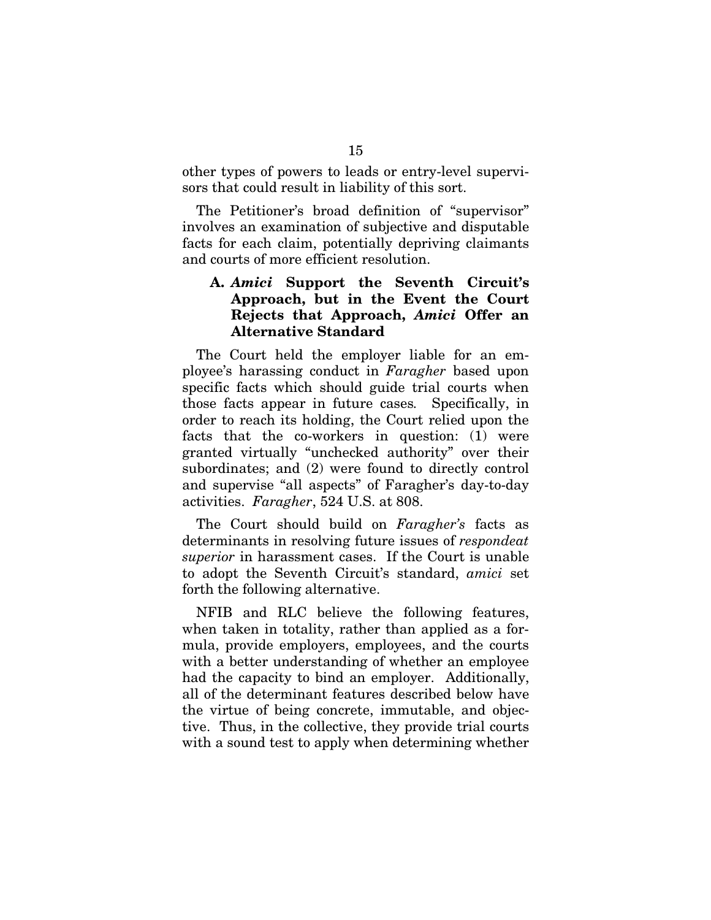other types of powers to leads or entry-level supervisors that could result in liability of this sort.

The Petitioner's broad definition of "supervisor" involves an examination of subjective and disputable facts for each claim, potentially depriving claimants and courts of more efficient resolution.

### A. *Amici* Support the Seventh Circuit's Approach, but in the Event the Court Rejects that Approach, *Amici* Offer an Alternative Standard

The Court held the employer liable for an employee's harassing conduct in *Faragher* based upon specific facts which should guide trial courts when those facts appear in future cases. Specifically, in order to reach its holding, the Court relied upon the facts that the co-workers in question: (1) were granted virtually "unchecked authority" over their subordinates; and (2) were found to directly control and supervise "all aspects" of Faragher's day-to-day activities. *Faragher*, 524 U.S. at 808.

The Court should build on *Faragher's* facts as determinants in resolving future issues of *respondeat superior* in harassment cases. If the Court is unable to adopt the Seventh Circuit's standard, *amici* set forth the following alternative.

NFIB and RLC believe the following features, when taken in totality, rather than applied as a formula, provide employers, employees, and the courts with a better understanding of whether an employee had the capacity to bind an employer. Additionally, all of the determinant features described below have the virtue of being concrete, immutable, and objective. Thus, in the collective, they provide trial courts with a sound test to apply when determining whether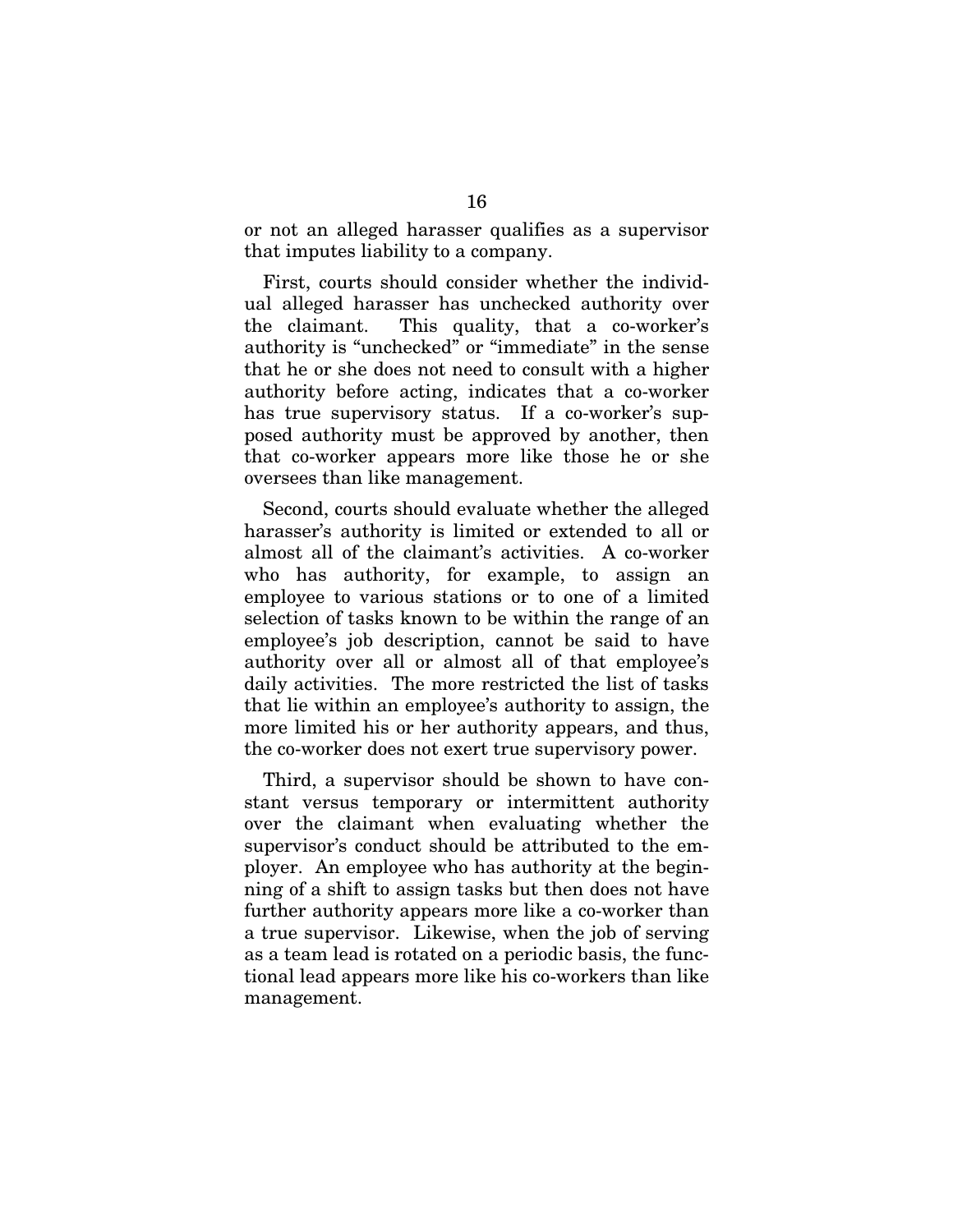or not an alleged harasser qualifies as a supervisor that imputes liability to a company.

First, courts should consider whether the individual alleged harasser has unchecked authority over the claimant. This quality, that a co-worker's authority is "unchecked" or "immediate" in the sense that he or she does not need to consult with a higher authority before acting, indicates that a co-worker has true supervisory status. If a co-worker's supposed authority must be approved by another, then that co-worker appears more like those he or she oversees than like management.

Second, courts should evaluate whether the alleged harasser's authority is limited or extended to all or almost all of the claimant's activities. A co-worker who has authority, for example, to assign an employee to various stations or to one of a limited selection of tasks known to be within the range of an employee's job description, cannot be said to have authority over all or almost all of that employee's daily activities. The more restricted the list of tasks that lie within an employee's authority to assign, the more limited his or her authority appears, and thus, the co-worker does not exert true supervisory power.

Third, a supervisor should be shown to have constant versus temporary or intermittent authority over the claimant when evaluating whether the supervisor's conduct should be attributed to the employer. An employee who has authority at the beginning of a shift to assign tasks but then does not have further authority appears more like a co-worker than a true supervisor. Likewise, when the job of serving as a team lead is rotated on a periodic basis, the functional lead appears more like his co-workers than like management.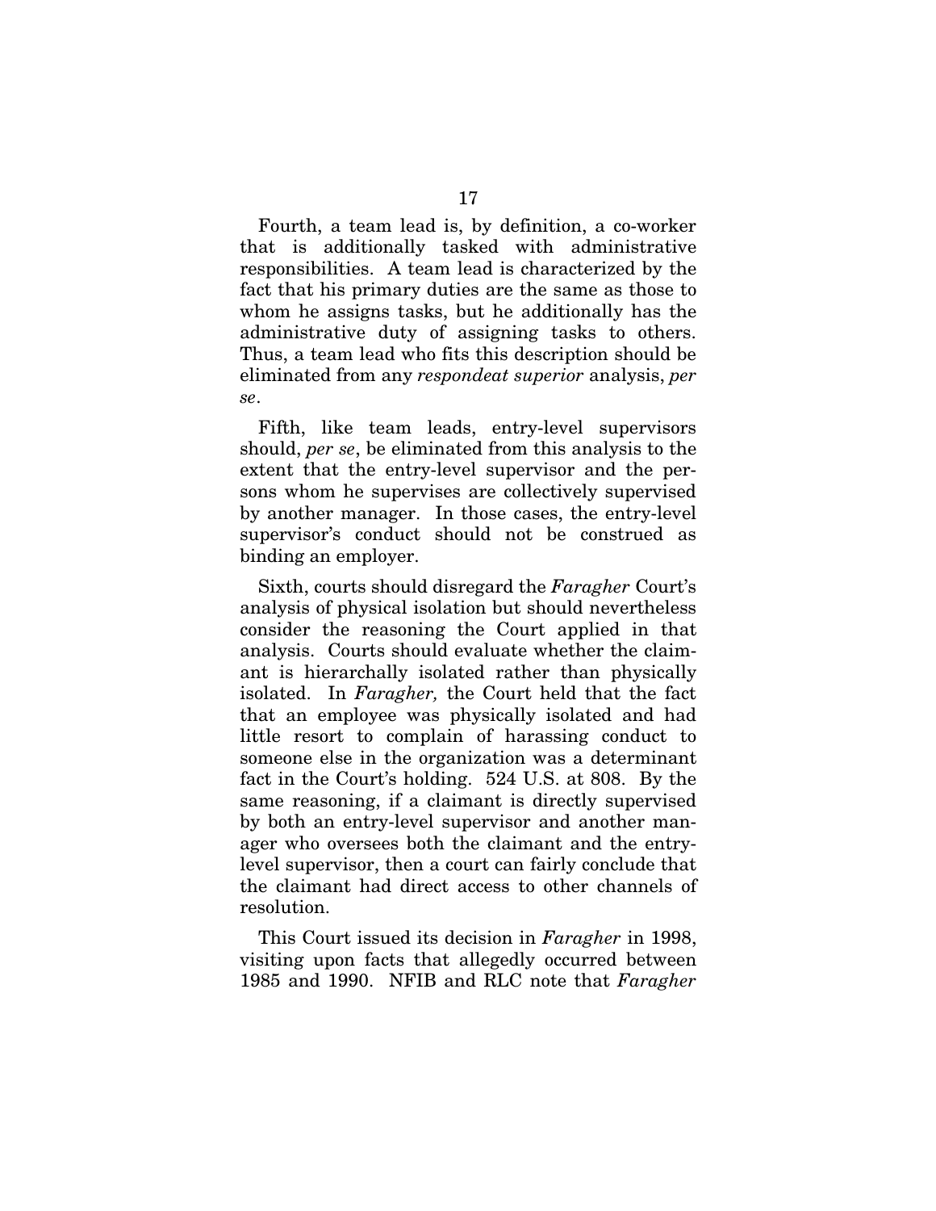Fourth, a team lead is, by definition, a co-worker that is additionally tasked with administrative responsibilities. A team lead is characterized by the fact that his primary duties are the same as those to whom he assigns tasks, but he additionally has the administrative duty of assigning tasks to others. Thus, a team lead who fits this description should be eliminated from any *respondeat superior* analysis, *per se*.

Fifth, like team leads, entry-level supervisors should, *per se*, be eliminated from this analysis to the extent that the entry-level supervisor and the persons whom he supervises are collectively supervised by another manager. In those cases, the entry-level supervisor's conduct should not be construed as binding an employer.

Sixth, courts should disregard the *Faragher* Court's analysis of physical isolation but should nevertheless consider the reasoning the Court applied in that analysis. Courts should evaluate whether the claimant is hierarchally isolated rather than physically isolated. In *Faragher,* the Court held that the fact that an employee was physically isolated and had little resort to complain of harassing conduct to someone else in the organization was a determinant fact in the Court's holding. 524 U.S. at 808. By the same reasoning, if a claimant is directly supervised by both an entry-level supervisor and another manager who oversees both the claimant and the entry-level supervisor, then a court can fairly conclude that the claimant had direct access to other channels of resolution.

This Court issued its decision in *Faragher* in 1998, visiting upon facts that allegedly occurred between 1985 and 1990. NFIB and RLC note that *Faragher*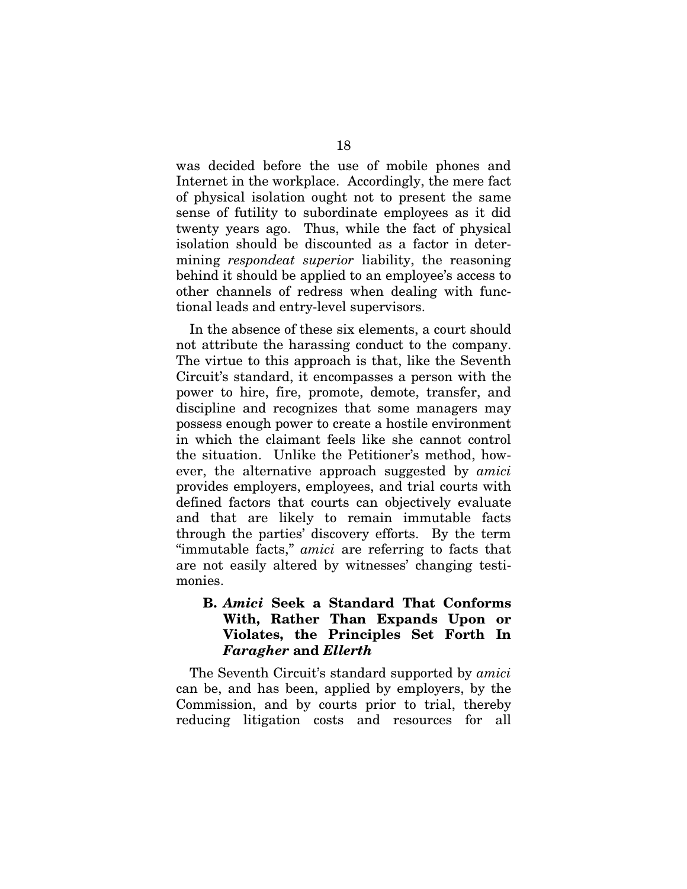was decided before the use of mobile phones and Internet in the workplace. Accordingly, the mere fact of physical isolation ought not to present the same sense of futility to subordinate employees as it did twenty years ago. Thus, while the fact of physical isolation should be discounted as a factor in determining *respondeat superior* liability, the reasoning behind it should be applied to an employee's access to other channels of redress when dealing with functional leads and entry-level supervisors.

In the absence of these six elements, a court should not attribute the harassing conduct to the company. The virtue to this approach is that, like the Seventh Circuit's standard, it encompasses a person with the power to hire, fire, promote, demote, transfer, and discipline and recognizes that some managers may possess enough power to create a hostile environment in which the claimant feels like she cannot control the situation. Unlike the Petitioner's method, however, the alternative approach suggested by *amici* provides employers, employees, and trial courts with defined factors that courts can objectively evaluate and that are likely to remain immutable facts through the parties' discovery efforts. By the term "immutable facts," *amici* are referring to facts that are not easily altered by witnesses' changing testimonies.

### B. *Amici* Seek a Standard That Conforms With, Rather Than Expands Upon or Violates, the Principles Set Forth In *Faragher* and *Ellerth*

The Seventh Circuit's standard supported by *amici* can be, and has been, applied by employers, by the Commission, and by courts prior to trial, thereby reducing litigation costs and resources for all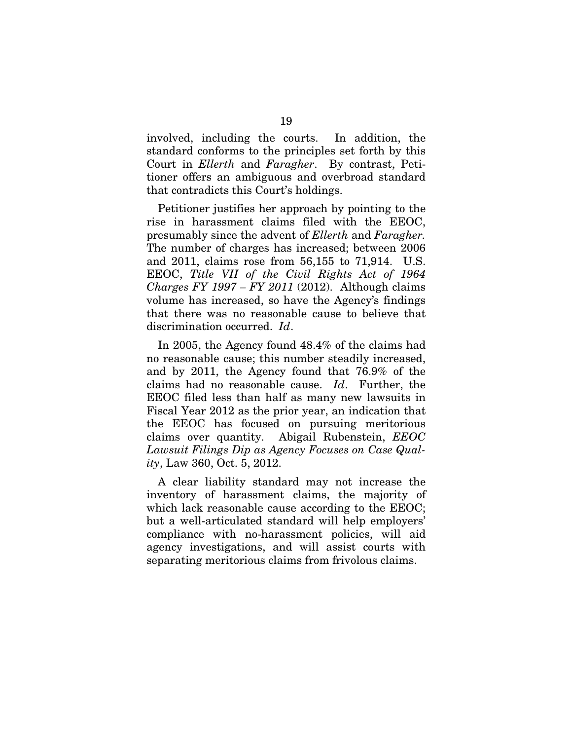involved, including the courts. In addition, the standard conforms to the principles set forth by this Court in *Ellerth* and *Faragher*. By contrast, Petitioner offers an ambiguous and overbroad standard that contradicts this Court's holdings.

Petitioner justifies her approach by pointing to the rise in harassment claims filed with the EEOC, presumably since the advent of *Ellerth* and *Faragher.* The number of charges has increased; between 2006 and 2011, claims rose from 56,155 to 71,914. U.S. EEOC, *Title VII of the Civil Rights Act of 1964 Charges FY 1997 – FY 2011* (2012). Although claims volume has increased, so have the Agency's findings that there was no reasonable cause to believe that discrimination occurred. *Id*.

In 2005, the Agency found 48.4% of the claims had no reasonable cause; this number steadily increased, and by 2011, the Agency found that 76.9% of the claims had no reasonable cause. *Id*. Further, the EEOC filed less than half as many new lawsuits in Fiscal Year 2012 as the prior year, an indication that the EEOC has focused on pursuing meritorious claims over quantity. Abigail Rubenstein, *EEOC Lawsuit Filings Dip as Agency Focuses on Case Quality*, Law 360, Oct. 5, 2012.

A clear liability standard may not increase the inventory of harassment claims, the majority of which lack reasonable cause according to the EEOC; but a well-articulated standard will help employers' compliance with no-harassment policies, will aid agency investigations, and will assist courts with separating meritorious claims from frivolous claims.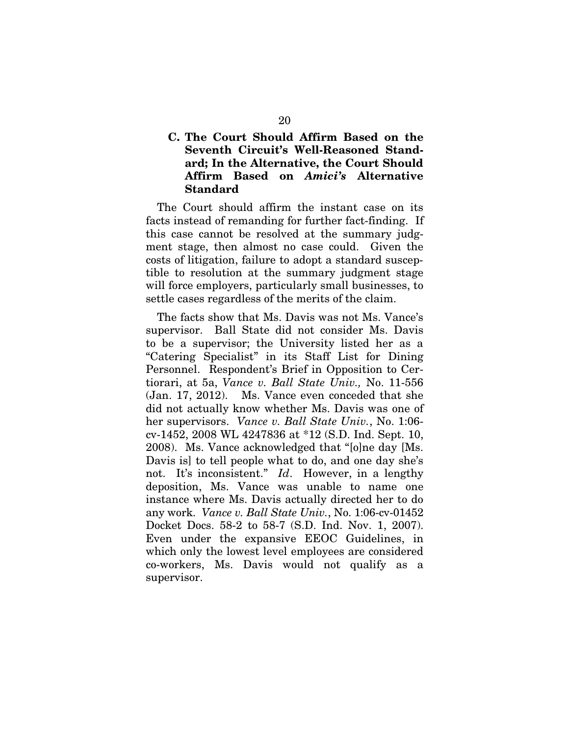### C. The Court Should Affirm Based on the Seventh Circuit's Well-Reasoned Standard; In the Alternative, the Court Should Affirm Based on *Amici's* Alternative Standard

The Court should affirm the instant case on its facts instead of remanding for further fact-finding. If this case cannot be resolved at the summary judgment stage, then almost no case could. Given the costs of litigation, failure to adopt a standard susceptible to resolution at the summary judgment stage will force employers, particularly small businesses, to settle cases regardless of the merits of the claim.

The facts show that Ms. Davis was not Ms. Vance's supervisor. Ball State did not consider Ms. Davis to be a supervisor; the University listed her as a "Catering Specialist" in its Staff List for Dining Personnel. Respondent's Brief in Opposition to Certiorari, at 5a, *Vance v. Ball State Univ.,* No. 11-556 (Jan. 17, 2012). Ms. Vance even conceded that she did not actually know whether Ms. Davis was one of her supervisors. *Vance v. Ball State Univ.*, No. 1:06-cv-1452, 2008 WL 4247836 at *12 (S.D. Ind. Sept. 10, 2008). Ms. Vance acknowledged that "[o]ne day [Ms. Davis is] to tell people what to do, and one day she's not. It's inconsistent." *Id*. However, in a lengthy deposition, Ms. Vance was unable to name one instance where Ms. Davis actually directed her to do any work. *Vance v. Ball State Univ.*, No. 1:06-cv-01452 Docket Docs. 58-2 to 58-7 (S.D. Ind. Nov. 1, 2007). Even under the expansive EEOC Guidelines, in which only the lowest level employees are considered co-workers, Ms. Davis would not qualify as a supervisor.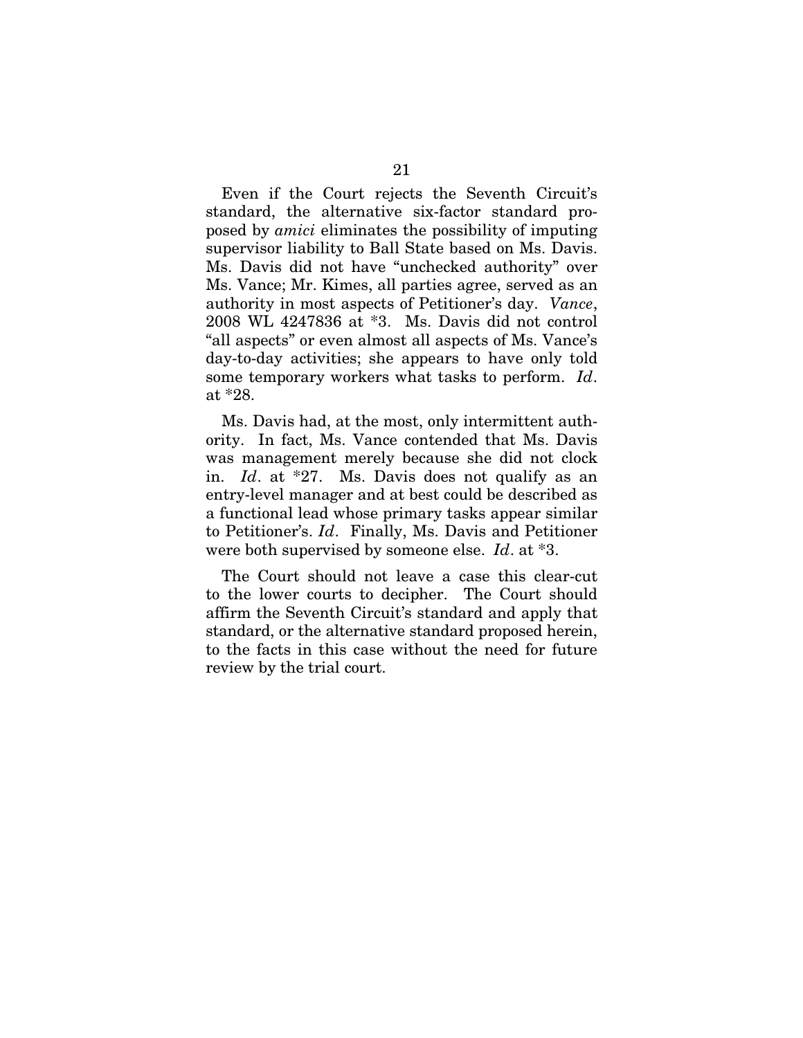Even if the Court rejects the Seventh Circuit's standard, the alternative six-factor standard proposed by *amici* eliminates the possibility of imputing supervisor liability to Ball State based on Ms. Davis. Ms. Davis did not have "unchecked authority" over Ms. Vance; Mr. Kimes, all parties agree, served as an authority in most aspects of Petitioner's day. *Vance*, 2008 WL 4247836 at *3. Ms. Davis did not control "all aspects" or even almost all aspects of Ms. Vance's day-to-day activities; she appears to have only told some temporary workers what tasks to perform. *Id*. at *28.

Ms. Davis had, at the most, only intermittent authority. In fact, Ms. Vance contended that Ms. Davis was management merely because she did not clock in. *Id*. at *27. Ms. Davis does not qualify as an entry-level manager and at best could be described as a functional lead whose primary tasks appear similar to Petitioner's. *Id*. Finally, Ms. Davis and Petitioner were both supervised by someone else. *Id*. at *3.

The Court should not leave a case this clear-cut to the lower courts to decipher. The Court should affirm the Seventh Circuit's standard and apply that standard, or the alternative standard proposed herein, to the facts in this case without the need for future review by the trial court.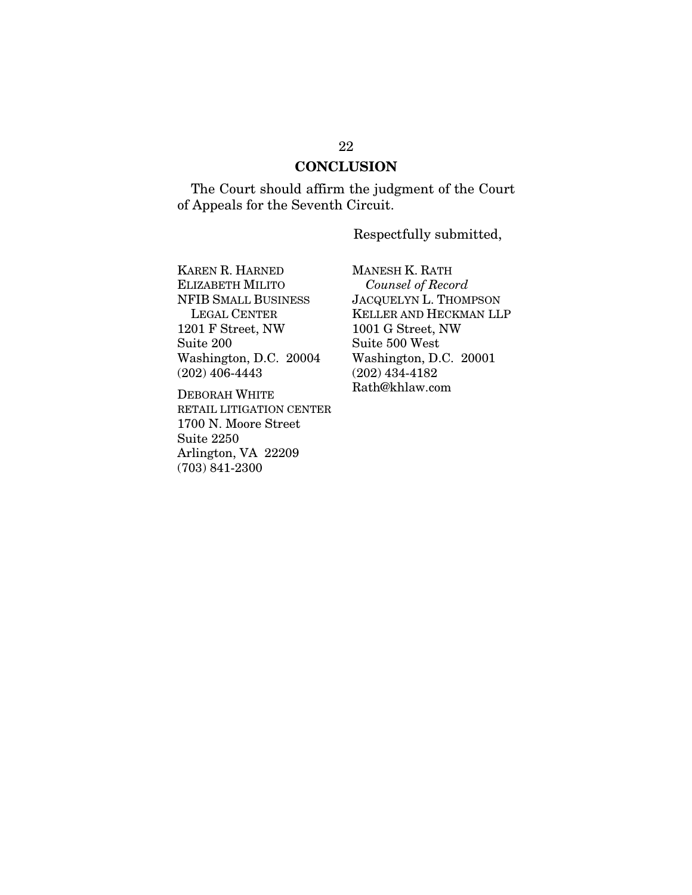## CONCLUSION

The Court should affirm the judgment of the Court of Appeals for the Seventh Circuit.

Respectfully submitted,

KAREN R. HARNED
ELIZABETH MILITO
NFIB SMALL BUSINESS
LEGAL CENTER
1201 F Street, NW
Suite 200
Washington, D.C. 20004
(202) 406-4443

DEBORAH WHITE
RETAIL LITIGATION CENTER
1700 N. Moore Street
Suite 2250
Arlington, VA 22209
(703) 841-2300

MANESH K. RATH
*Counsel of Record*
JACQUELYN L. THOMPSON
KELLER AND HECKMAN LLP
1001 G Street, NW
Suite 500 West
Washington, D.C. 20001
(202) 434-4182
Rath@khlaw.com